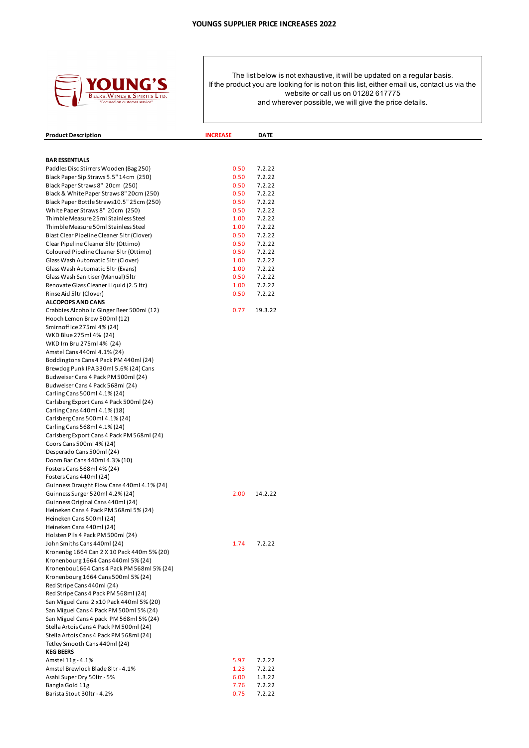# YOUNGS SUPPLIER PRICE INCREASES 2022

YOUNG'S
BEERS, WINES & SPIRITS LTD.
"Focused on customer service"

The list below is not exhaustive, it will be updated on a regular basis.
If the product you are looking for is not on this list, either email us, contact us via the website or call us on 01282 617775
and wherever possible, we will give the price details.

| Product Description | INCREASE | DATE |
|---|---|---|
| **BAR ESSENTIALS** | | |
| Paddles Disc Stirrers Wooden (Bag 250) | 0.50 | 7.2.22 |
| Black Paper Sip Straws 5.5" 14cm (250) | 0.50 | 7.2.22 |
| Black Paper Straws 8" 20cm (250) | 0.50 | 7.2.22 |
| Black & White Paper Straws 8" 20cm (250) | 0.50 | 7.2.22 |
| Black Paper Bottle Straws10.5" 25cm (250) | 0.50 | 7.2.22 |
| White Paper Straws 8" 20cm (250) | 0.50 | 7.2.22 |
| Thimble Measure 25ml Stainless Steel | 1.00 | 7.2.22 |
| Thimble Measure 50ml Stainless Steel | 1.00 | 7.2.22 |
| Blast Clear Pipeline Cleaner 5ltr (Clover) | 0.50 | 7.2.22 |
| Clear Pipeline Cleaner 5ltr (Ottimo) | 0.50 | 7.2.22 |
| Coloured Pipeline Cleaner 5ltr (Ottimo) | 0.50 | 7.2.22 |
| Glass Wash Automatic 5ltr (Clover) | 1.00 | 7.2.22 |
| Glass Wash Automatic 5ltr (Evans) | 1.00 | 7.2.22 |
| Glass Wash Sanitiser (Manual) 5ltr | 0.50 | 7.2.22 |
| Renovate Glass Cleaner Liquid (2.5 ltr) | 1.00 | 7.2.22 |
| Rinse Aid 5ltr (Clover) | 0.50 | 7.2.22 |
| **ALCOPOPS AND CANS** | | |
| Crabbies Alcoholic Ginger Beer 500ml (12) | 0.77 | 19.3.22 |
| Hooch Lemon Brew 500ml (12) | | |
| Smirnoff Ice 275ml 4% (24) | | |
| WKD Blue 275ml 4% (24) | | |
| WKD Irn Bru 275ml 4% (24) | | |
| Amstel Cans 440ml 4.1% (24) | | |
| Boddingtons Cans 4 Pack PM 440ml (24) | | |
| Brewdog Punk IPA 330ml 5.6% (24) Cans | | |
| Budweiser Cans 4 Pack PM 500ml (24) | | |
| Budweiser Cans 4 Pack 568ml (24) | | |
| Carling Cans 500ml 4.1% (24) | | |
| Carlsberg Export Cans 4 Pack 500ml (24) | | |
| Carling Cans 440ml 4.1% (18) | | |
| Carlsberg Cans 500ml 4.1% (24) | | |
| Carling Cans 568ml 4.1% (24) | | |
| Carlsberg Export Cans 4 Pack PM 568ml (24) | | |
| Coors Cans 500ml 4% (24) | | |
| Desperado Cans 500ml (24) | | |
| Doom Bar Cans 440ml 4.3% (10) | | |
| Fosters Cans 568ml 4% (24) | | |
| Fosters Cans 440ml (24) | | |
| Guinness Draught Flow Cans 440ml 4.1% (24) | | |
| Guinness Surger 520ml 4.2% (24) | 2.00 | 14.2.22 |
| Guinness Original Cans 440ml (24) | | |
| Heineken Cans 4 Pack PM 568ml 5% (24) | | |
| Heineken Cans 500ml (24) | | |
| Heineken Cans 440ml (24) | | |
| Holsten Pils 4 Pack PM 500ml (24) | | |
| John Smiths Cans 440ml (24) | 1.74 | 7.2.22 |
| Kronenbg 1664 Can 2 X 10 Pack 440m 5% (20) | | |
| Kronenbourg 1664 Cans 440ml 5% (24) | | |
| Kronenbou1664 Cans 4 Pack PM 568ml 5% (24) | | |
| Kronenbourg 1664 Cans 500ml 5% (24) | | |
| Red Stripe Cans 440ml (24) | | |
| Red Stripe Cans 4 Pack PM 568ml (24) | | |
| San Miguel Cans 2 x10 Pack 440ml 5% (20) | | |
| San Miguel Cans 4 Pack PM 500ml 5% (24) | | |
| San Miguel Cans 4 pack PM 568ml 5% (24) | | |
| Stella Artois Cans 4 Pack PM 500ml (24) | | |
| Stella Artois Cans 4 Pack PM 568ml (24) | | |
| Tetley Smooth Cans 440ml (24) | | |
| **KEG BEERS** | | |
| Amstel 11g - 4.1% | 5.97 | 7.2.22 |
| Amstel Brewlock Blade 8ltr - 4.1% | 1.23 | 7.2.22 |
| Asahi Super Dry 50ltr - 5% | 6.00 | 1.3.22 |
| Bangla Gold 11g | 7.76 | 7.2.22 |
| Barista Stout 30ltr - 4.2% | 0.75 | 7.2.22 |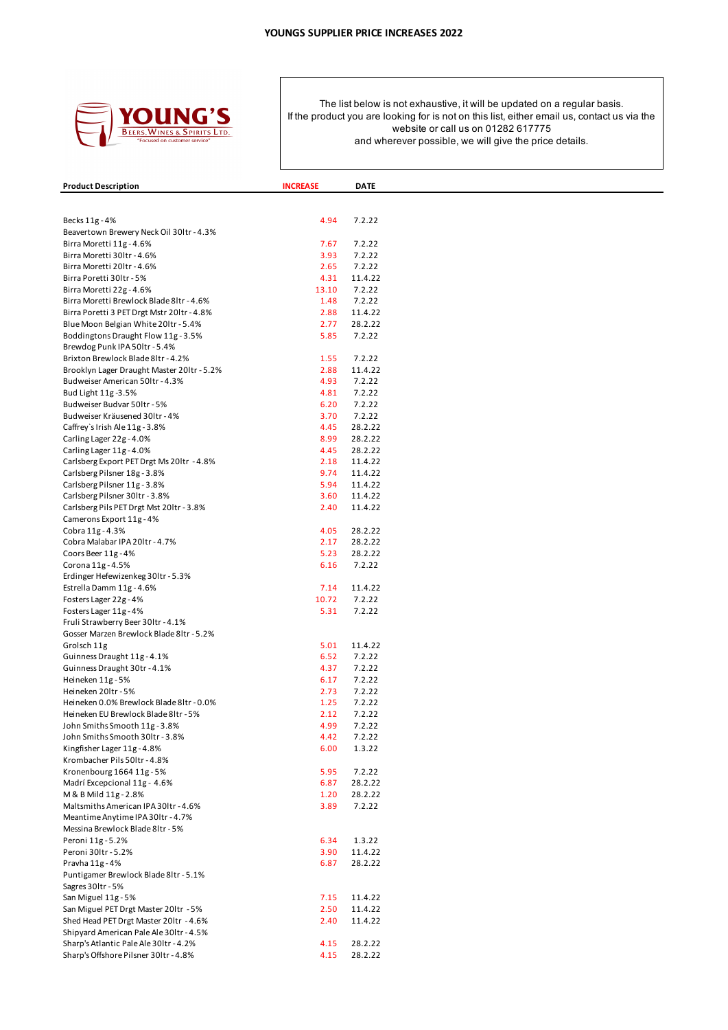# YOUNGS SUPPLIER PRICE INCREASES 2022

YOUNG'S
BEERS, WINES & SPIRITS LTD.
"Focused on customer service"

The list below is not exhaustive, it will be updated on a regular basis.
If the product you are looking for is not on this list, either email us, contact us via the website or call us on 01282 617775
and wherever possible, we will give the price details.

| Product Description | INCREASE | DATE |
|---|---|---|
| Becks 11g - 4% | 4.94 | 7.2.22 |
| Beavertown Brewery Neck Oil 30ltr - 4.3% | | |
| Birra Moretti 11g - 4.6% | 7.67 | 7.2.22 |
| Birra Moretti 30ltr - 4.6% | 3.93 | 7.2.22 |
| Birra Moretti 20ltr - 4.6% | 2.65 | 7.2.22 |
| Birra Poretti 30ltr - 5% | 4.31 | 11.4.22 |
| Birra Moretti 22g - 4.6% | 13.10 | 7.2.22 |
| Birra Moretti Brewlock Blade 8ltr - 4.6% | 1.48 | 7.2.22 |
| Birra Poretti 3 PET Drgt Mstr 20ltr - 4.8% | 2.88 | 11.4.22 |
| Blue Moon Belgian White 20ltr - 5.4% | 2.77 | 28.2.22 |
| Boddingtons Draught Flow 11g - 3.5% | 5.85 | 7.2.22 |
| Brewdog Punk IPA 50ltr - 5.4% | | |
| Brixton Brewlock Blade 8ltr - 4.2% | 1.55 | 7.2.22 |
| Brooklyn Lager Draught Master 20ltr - 5.2% | 2.88 | 11.4.22 |
| Budweiser American 50ltr - 4.3% | 4.93 | 7.2.22 |
| Bud Light 11g -3.5% | 4.81 | 7.2.22 |
| Budweiser Budvar 50ltr - 5% | 6.20 | 7.2.22 |
| Budweiser Kräusened 30ltr - 4% | 3.70 | 7.2.22 |
| Caffrey`s Irish Ale 11g - 3.8% | 4.45 | 28.2.22 |
| Carling Lager 22g - 4.0% | 8.99 | 28.2.22 |
| Carling Lager 11g - 4.0% | 4.45 | 28.2.22 |
| Carlsberg Export PET Drgt Ms 20ltr - 4.8% | 2.18 | 11.4.22 |
| Carlsberg Pilsner 18g - 3.8% | 9.74 | 11.4.22 |
| Carlsberg Pilsner 11g - 3.8% | 5.94 | 11.4.22 |
| Carlsberg Pilsner 30ltr - 3.8% | 3.60 | 11.4.22 |
| Carlsberg Pils PET Drgt Mst 20ltr - 3.8% | 2.40 | 11.4.22 |
| Camerons Export 11g - 4% | | |
| Cobra 11g - 4.3% | 4.05 | 28.2.22 |
| Cobra Malabar IPA 20ltr - 4.7% | 2.17 | 28.2.22 |
| Coors Beer 11g - 4% | 5.23 | 28.2.22 |
| Corona 11g - 4.5% | 6.16 | 7.2.22 |
| Erdinger Hefewizenkeg 30ltr - 5.3% | | |
| Estrella Damm 11g - 4.6% | 7.14 | 11.4.22 |
| Fosters Lager 22g - 4% | 10.72 | 7.2.22 |
| Fosters Lager 11g - 4% | 5.31 | 7.2.22 |
| Fruli Strawberry Beer 30ltr - 4.1% | | |
| Gosser Marzen Brewlock Blade 8ltr - 5.2% | | |
| Grolsch 11g | 5.01 | 11.4.22 |
| Guinness Draught 11g - 4.1% | 6.52 | 7.2.22 |
| Guinness Draught 30tr - 4.1% | 4.37 | 7.2.22 |
| Heineken 11g - 5% | 6.17 | 7.2.22 |
| Heineken 20ltr - 5% | 2.73 | 7.2.22 |
| Heineken 0.0% Brewlock Blade 8ltr - 0.0% | 1.25 | 7.2.22 |
| Heineken EU Brewlock Blade 8ltr - 5% | 2.12 | 7.2.22 |
| John Smiths Smooth 11g - 3.8% | 4.99 | 7.2.22 |
| John Smiths Smooth 30ltr - 3.8% | 4.42 | 7.2.22 |
| Kingfisher Lager 11g - 4.8% | 6.00 | 1.3.22 |
| Krombacher Pils 50ltr - 4.8% | | |
| Kronenbourg 1664 11g - 5% | 5.95 | 7.2.22 |
| Madrí Excepcional 11g - 4.6% | 6.87 | 28.2.22 |
| M & B Mild 11g - 2.8% | 1.20 | 28.2.22 |
| Maltsmiths American IPA 30ltr - 4.6% | 3.89 | 7.2.22 |
| Meantime Anytime IPA 30ltr - 4.7% | | |
| Messina Brewlock Blade 8ltr - 5% | | |
| Peroni 11g - 5.2% | 6.34 | 1.3.22 |
| Peroni 30ltr - 5.2% | 3.90 | 11.4.22 |
| Pravha 11g - 4% | 6.87 | 28.2.22 |
| Puntigamer Brewlock Blade 8ltr - 5.1% | | |
| Sagres 30ltr - 5% | | |
| San Miguel 11g - 5% | 7.15 | 11.4.22 |
| San Miguel PET Drgt Master 20ltr - 5% | 2.50 | 11.4.22 |
| Shed Head PET Drgt Master 20ltr - 4.6% | 2.40 | 11.4.22 |
| Shipyard American Pale Ale 30ltr - 4.5% | | |
| Sharp's Atlantic Pale Ale 30ltr - 4.2% | 4.15 | 28.2.22 |
| Sharp's Offshore Pilsner 30ltr - 4.8% | 4.15 | 28.2.22 |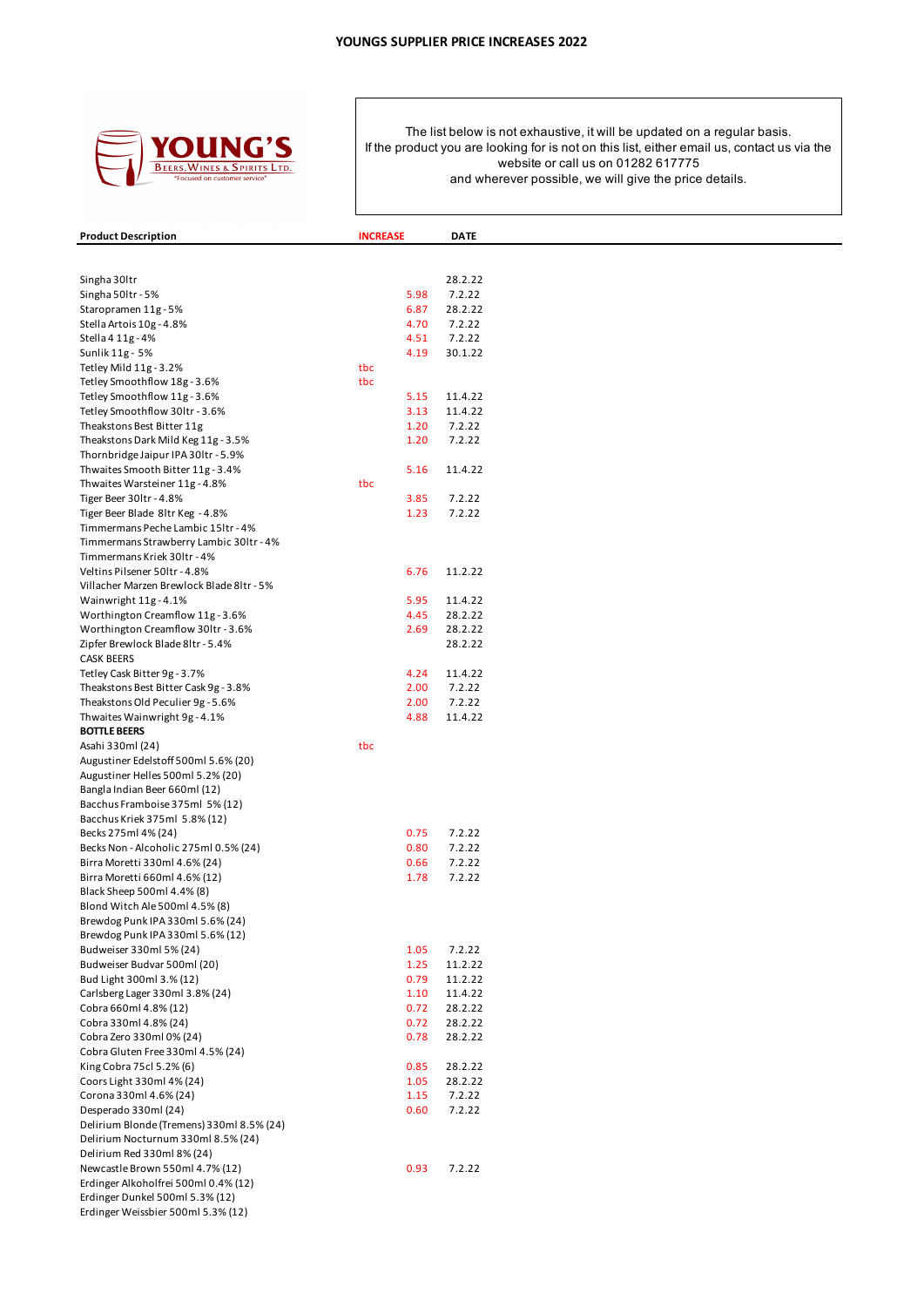# YOUNGS SUPPLIER PRICE INCREASES 2022

YOUNG'S BEERS, WINES & SPIRITS LTD. "Focused on customer service"

The list below is not exhaustive, it will be updated on a regular basis.
If the product you are looking for is not on this list, either email us, contact us via the website or call us on 01282 617775
and wherever possible, we will give the price details.

| Product Description | INCREASE | DATE |
|---|---|---|
| Singha 30ltr | | 28.2.22 |
| Singha 50ltr - 5% | 5.98 | 7.2.22 |
| Staropramen 11g - 5% | 6.87 | 28.2.22 |
| Stella Artois 10g - 4.8% | 4.70 | 7.2.22 |
| Stella 4 11g - 4% | 4.51 | 7.2.22 |
| Sunlik 11g - 5% | 4.19 | 30.1.22 |
| Tetley Mild 11g - 3.2% | tbc | |
| Tetley Smoothflow 18g - 3.6% | tbc | |
| Tetley Smoothflow 11g - 3.6% | 5.15 | 11.4.22 |
| Tetley Smoothflow 30ltr - 3.6% | 3.13 | 11.4.22 |
| Theakstons Best Bitter 11g | 1.20 | 7.2.22 |
| Theakstons Dark Mild Keg 11g - 3.5% | 1.20 | 7.2.22 |
| Thornbridge Jaipur IPA 30ltr - 5.9% | | |
| Thwaites Smooth Bitter 11g - 3.4% | 5.16 | 11.4.22 |
| Thwaites Warsteiner 11g - 4.8% | tbc | |
| Tiger Beer 30ltr - 4.8% | 3.85 | 7.2.22 |
| Tiger Beer Blade 8ltr Keg - 4.8% | 1.23 | 7.2.22 |
| Timmermans Peche Lambic 15ltr - 4% | | |
| Timmermans Strawberry Lambic 30ltr - 4% | | |
| Timmermans Kriek 30ltr - 4% | | |
| Veltins Pilsener 50ltr - 4.8% | 6.76 | 11.2.22 |
| Villacher Marzen Brewlock Blade 8ltr - 5% | | |
| Wainwright 11g - 4.1% | 5.95 | 11.4.22 |
| Worthington Creamflow 11g - 3.6% | 4.45 | 28.2.22 |
| Worthington Creamflow 30ltr - 3.6% | 2.69 | 28.2.22 |
| Zipfer Brewlock Blade 8ltr - 5.4% | | 28.2.22 |
| CASK BEERS | | |
| Tetley Cask Bitter 9g - 3.7% | 4.24 | 11.4.22 |
| Theakstons Best Bitter Cask 9g - 3.8% | 2.00 | 7.2.22 |
| Theakstons Old Peculier 9g - 5.6% | 2.00 | 7.2.22 |
| Thwaites Wainwright 9g - 4.1% | 4.88 | 11.4.22 |
| **BOTTLE BEERS** | | |
| Asahi 330ml (24) | tbc | |
| Augustiner Edelstoff 500ml 5.6% (20) | | |
| Augustiner Helles 500ml 5.2% (20) | | |
| Bangla Indian Beer 660ml (12) | | |
| Bacchus Framboise 375ml 5% (12) | | |
| Bacchus Kriek 375ml 5.8% (12) | | |
| Becks 275ml 4% (24) | 0.75 | 7.2.22 |
| Becks Non - Alcoholic 275ml 0.5% (24) | 0.80 | 7.2.22 |
| Birra Moretti 330ml 4.6% (24) | 0.66 | 7.2.22 |
| Birra Moretti 660ml 4.6% (12) | 1.78 | 7.2.22 |
| Black Sheep 500ml 4.4% (8) | | |
| Blond Witch Ale 500ml 4.5% (8) | | |
| Brewdog Punk IPA 330ml 5.6% (24) | | |
| Brewdog Punk IPA 330ml 5.6% (12) | | |
| Budweiser 330ml 5% (24) | 1.05 | 7.2.22 |
| Budweiser Budvar 500ml (20) | 1.25 | 11.2.22 |
| Bud Light 300ml 3.% (12) | 0.79 | 11.2.22 |
| Carlsberg Lager 330ml 3.8% (24) | 1.10 | 11.4.22 |
| Cobra 660ml 4.8% (12) | 0.72 | 28.2.22 |
| Cobra 330ml 4.8% (24) | 0.72 | 28.2.22 |
| Cobra Zero 330ml 0% (24) | 0.78 | 28.2.22 |
| Cobra Gluten Free 330ml 4.5% (24) | | |
| King Cobra 75cl 5.2% (6) | 0.85 | 28.2.22 |
| Coors Light 330ml 4% (24) | 1.05 | 28.2.22 |
| Corona 330ml 4.6% (24) | 1.15 | 7.2.22 |
| Desperado 330ml (24) | 0.60 | 7.2.22 |
| Delirium Blonde (Tremens) 330ml 8.5% (24) | | |
| Delirium Nocturnum 330ml 8.5% (24) | | |
| Delirium Red 330ml 8% (24) | | |
| Newcastle Brown 550ml 4.7% (12) | 0.93 | 7.2.22 |
| Erdinger Alkoholfrei 500ml 0.4% (12) | | |
| Erdinger Dunkel 500ml 5.3% (12) | | |
| Erdinger Weissbier 500ml 5.3% (12) | | |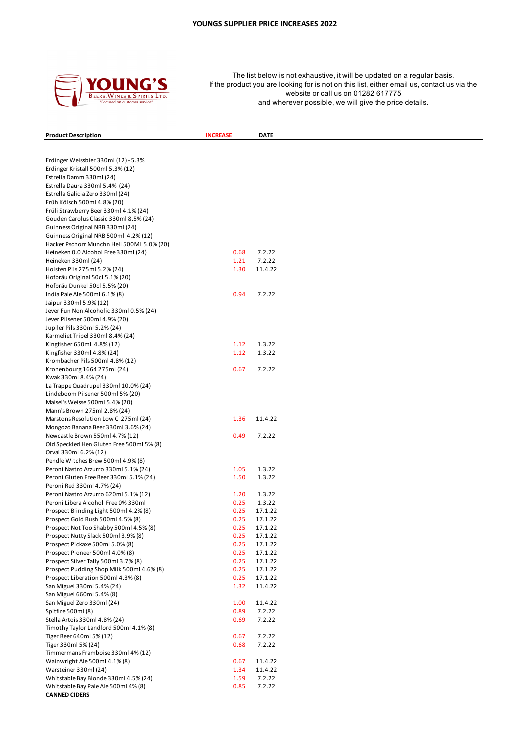# YOUNGS SUPPLIER PRICE INCREASES 2022

YOUNG'S
BEERS, WINES & SPIRITS LTD.
"Focused on customer service"

The list below is not exhaustive, it will be updated on a regular basis.
If the product you are looking for is not on this list, either email us, contact us via the website or call us on 01282 617775
and wherever possible, we will give the price details.

| Product Description | INCREASE | DATE |
|---|---|---|
| Erdinger Weissbier 330ml (12) - 5.3% | | |
| Erdinger Kristall 500ml 5.3% (12) | | |
| Estrella Damm 330ml (24) | | |
| Estrella Daura 330ml 5.4% (24) | | |
| Estrella Galicia Zero 330ml (24) | | |
| Früh Kölsch 500ml 4.8% (20) | | |
| Früli Strawberry Beer 330ml 4.1% (24) | | |
| Gouden Carolus Classic 330ml 8.5% (24) | | |
| Guinness Original NRB 330ml (24) | | |
| Guinness Original NRB 500ml 4.2% (12) | | |
| Hacker Pschorr Munchn Hell 500ML 5.0% (20) | | |
| Heineken 0.0 Alcohol Free 330ml (24) | 0.68 | 7.2.22 |
| Heineken 330ml (24) | 1.21 | 7.2.22 |
| Holsten Pils 275ml 5.2% (24) | 1.30 | 11.4.22 |
| Hofbräu Original 50cl 5.1% (20) | | |
| Hofbräu Dunkel 50cl 5.5% (20) | | |
| India Pale Ale 500ml 6.1% (8) | 0.94 | 7.2.22 |
| Jaipur 330ml 5.9% (12) | | |
| Jever Fun Non Alcoholic 330ml 0.5% (24) | | |
| Jever Pilsener 500ml 4.9% (20) | | |
| Jupiler Pils 330ml 5.2% (24) | | |
| Karmeliet Tripel 330ml 8.4% (24) | | |
| Kingfisher 650ml 4.8% (12) | 1.12 | 1.3.22 |
| Kingfisher 330ml 4.8% (24) | 1.12 | 1.3.22 |
| Krombacher Pils 500ml 4.8% (12) | | |
| Kronenbourg 1664 275ml (24) | 0.67 | 7.2.22 |
| Kwak 330ml 8.4% (24) | | |
| La Trappe Quadrupel 330ml 10.0% (24) | | |
| Lindeboom Pilsener 500ml 5% (20) | | |
| Maisel's Weisse 500ml 5.4% (20) | | |
| Mann's Brown 275ml 2.8% (24) | | |
| Marstons Resolution Low C 275ml (24) | 1.36 | 11.4.22 |
| Mongozo Banana Beer 330ml 3.6% (24) | | |
| Newcastle Brown 550ml 4.7% (12) | 0.49 | 7.2.22 |
| Old Speckled Hen Gluten Free 500ml 5% (8) | | |
| Orval 330ml 6.2% (12) | | |
| Pendle Witches Brew 500ml 4.9% (8) | | |
| Peroni Nastro Azzurro 330ml 5.1% (24) | 1.05 | 1.3.22 |
| Peroni Gluten Free Beer 330ml 5.1% (24) | 1.50 | 1.3.22 |
| Peroni Red 330ml 4.7% (24) | | |
| Peroni Nastro Azzurro 620ml 5.1% (12) | 1.20 | 1.3.22 |
| Peroni Libera Alcohol Free 0% 330ml | 0.25 | 1.3.22 |
| Prospect Blinding Light 500ml 4.2% (8) | 0.25 | 17.1.22 |
| Prospect Gold Rush 500ml 4.5% (8) | 0.25 | 17.1.22 |
| Prospect Not Too Shabby 500ml 4.5% (8) | 0.25 | 17.1.22 |
| Prospect Nutty Slack 500ml 3.9% (8) | 0.25 | 17.1.22 |
| Prospect Pickaxe 500ml 5.0% (8) | 0.25 | 17.1.22 |
| Prospect Pioneer 500ml 4.0% (8) | 0.25 | 17.1.22 |
| Prospect Silver Tally 500ml 3.7% (8) | 0.25 | 17.1.22 |
| Prospect Pudding Shop Milk 500ml 4.6% (8) | 0.25 | 17.1.22 |
| Prospect Liberation 500ml 4.3% (8) | 0.25 | 17.1.22 |
| San Miguel 330ml 5.4% (24) | 1.32 | 11.4.22 |
| San Miguel 660ml 5.4% (8) | | |
| San Miguel Zero 330ml (24) | 1.00 | 11.4.22 |
| Spitfire 500ml (8) | 0.89 | 7.2.22 |
| Stella Artois 330ml 4.8% (24) | 0.69 | 7.2.22 |
| Timothy Taylor Landlord 500ml 4.1% (8) | | |
| Tiger Beer 640ml 5% (12) | 0.67 | 7.2.22 |
| Tiger 330ml 5% (24) | 0.68 | 7.2.22 |
| Timmermans Framboise 330ml 4% (12) | | |
| Wainwright Ale 500ml 4.1% (8) | 0.67 | 11.4.22 |
| Warsteiner 330ml (24) | 1.34 | 11.4.22 |
| Whitstable Bay Blonde 330ml 4.5% (24) | 1.59 | 7.2.22 |
| Whitstable Bay Pale Ale 500ml 4% (8) | 0.85 | 7.2.22 |
| **CANNED CIDERS** | | |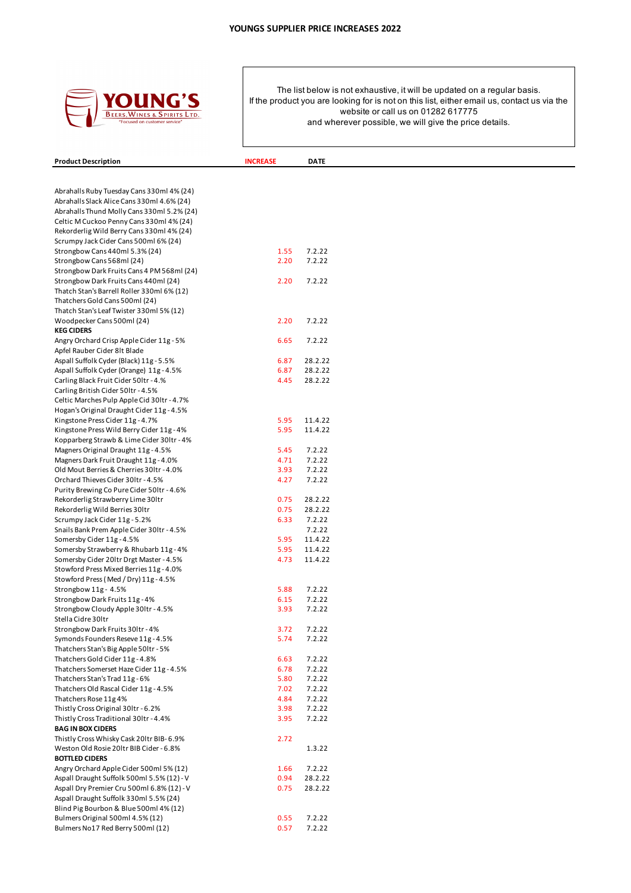# YOUNGS SUPPLIER PRICE INCREASES 2022

YOUNG'S
BEERS, WINES & SPIRITS LTD.
"Focused on customer service"

The list below is not exhaustive, it will be updated on a regular basis.
If the product you are looking for is not on this list, either email us, contact us via the website or call us on 01282 617775
and wherever possible, we will give the price details.

| Product Description | INCREASE | DATE |
|---|---|---|
| Abrahalls Ruby Tuesday Cans 330ml 4% (24) | | |
| Abrahalls Slack Alice Cans 330ml 4.6% (24) | | |
| Abrahalls Thund Molly Cans 330ml 5.2% (24) | | |
| Celtic M Cuckoo Penny Cans 330ml 4% (24) | | |
| Rekorderlig Wild Berry Cans 330ml 4% (24) | | |
| Scrumpy Jack Cider Cans 500ml 6% (24) | | |
| Strongbow Cans 440ml 5.3% (24) | 1.55 | 7.2.22 |
| Strongbow Cans 568ml (24) | 2.20 | 7.2.22 |
| Strongbow Dark Fruits Cans 4 PM 568ml (24) | | |
| Strongbow Dark Fruits Cans 440ml (24) | 2.20 | 7.2.22 |
| Thatch Stan's Barrell Roller 330ml 6% (12) | | |
| Thatchers Gold Cans 500ml (24) | | |
| Thatch Stan's Leaf Twister 330ml 5% (12) | | |
| Woodpecker Cans 500ml (24) | 2.20 | 7.2.22 |
| **KEG CIDERS** | | |
| Angry Orchard Crisp Apple Cider 11g - 5% | 6.65 | 7.2.22 |
| Apfel Rauber Cider 8lt Blade | | |
| Aspall Suffolk Cyder (Black) 11g - 5.5% | 6.87 | 28.2.22 |
| Aspall Suffolk Cyder (Orange) 11g - 4.5% | 6.87 | 28.2.22 |
| Carling Black Fruit Cider 50ltr - 4.% | 4.45 | 28.2.22 |
| Carling British Cider 50ltr - 4.5% | | |
| Celtic Marches Pulp Apple Cid 30ltr - 4.7% | | |
| Hogan's Original Draught Cider 11g - 4.5% | | |
| Kingstone Press Cider 11g - 4.7% | 5.95 | 11.4.22 |
| Kingstone Press Wild Berry Cider 11g - 4% | 5.95 | 11.4.22 |
| Kopparberg Strawb & Lime Cider 30ltr - 4% | | |
| Magners Original Draught 11g - 4.5% | 5.45 | 7.2.22 |
| Magners Dark Fruit Draught 11g - 4.0% | 4.71 | 7.2.22 |
| Old Mout Berries & Cherries 30ltr - 4.0% | 3.93 | 7.2.22 |
| Orchard Thieves Cider 30ltr - 4.5% | 4.27 | 7.2.22 |
| Purity Brewing Co Pure Cider 50ltr - 4.6% | | |
| Rekorderlig Strawberry Lime 30ltr | 0.75 | 28.2.22 |
| Rekorderlig Wild Berries 30ltr | 0.75 | 28.2.22 |
| Scrumpy Jack Cider 11g - 5.2% | 6.33 | 7.2.22 |
| Snails Bank Prem Apple Cider 30ltr - 4.5% | | 7.2.22 |
| Somersby Cider 11g - 4.5% | 5.95 | 11.4.22 |
| Somersby Strawberry & Rhubarb 11g - 4% | 5.95 | 11.4.22 |
| Somersby Cider 20ltr Drgt Master - 4.5% | 4.73 | 11.4.22 |
| Stowford Press Mixed Berries 11g - 4.0% | | |
| Stowford Press (Med / Dry) 11g - 4.5% | | |
| Strongbow 11g - 4.5% | 5.88 | 7.2.22 |
| Strongbow Dark Fruits 11g - 4% | 6.15 | 7.2.22 |
| Strongbow Cloudy Apple 30ltr - 4.5% | 3.93 | 7.2.22 |
| Stella Cidre 30ltr | | |
| Strongbow Dark Fruits 30ltr - 4% | 3.72 | 7.2.22 |
| Symonds Founders Reseve 11g - 4.5% | 5.74 | 7.2.22 |
| Thatchers Stan's Big Apple 50ltr - 5% | | |
| Thatchers Gold Cider 11g - 4.8% | 6.63 | 7.2.22 |
| Thatchers Somerset Haze Cider 11g - 4.5% | 6.78 | 7.2.22 |
| Thatchers Stan's Trad 11g - 6% | 5.80 | 7.2.22 |
| Thatchers Old Rascal Cider 11g - 4.5% | 7.02 | 7.2.22 |
| Thatchers Rose 11g 4% | 4.84 | 7.2.22 |
| Thistly Cross Original 30ltr - 6.2% | 3.98 | 7.2.22 |
| Thistly Cross Traditional 30ltr - 4.4% | 3.95 | 7.2.22 |
| **BAG IN BOX CIDERS** | | |
| Thistly Cross Whisky Cask 20ltr BIB - 6.9% | 2.72 | |
| Weston Old Rosie 20ltr BIB Cider - 6.8% | | 1.3.22 |
| **BOTTLED CIDERS** | | |
| Angry Orchard Apple Cider 500ml 5% (12) | 1.66 | 7.2.22 |
| Aspall Draught Suffolk 500ml 5.5% (12) - V | 0.94 | 28.2.22 |
| Aspall Dry Premier Cru 500ml 6.8% (12) - V | 0.75 | 28.2.22 |
| Aspall Draught Suffolk 330ml 5.5% (24) | | |
| Blind Pig Bourbon & Blue 500ml 4% (12) | | |
| Bulmers Original 500ml 4.5% (12) | 0.55 | 7.2.22 |
| Bulmers No17 Red Berry 500ml (12) | 0.57 | 7.2.22 |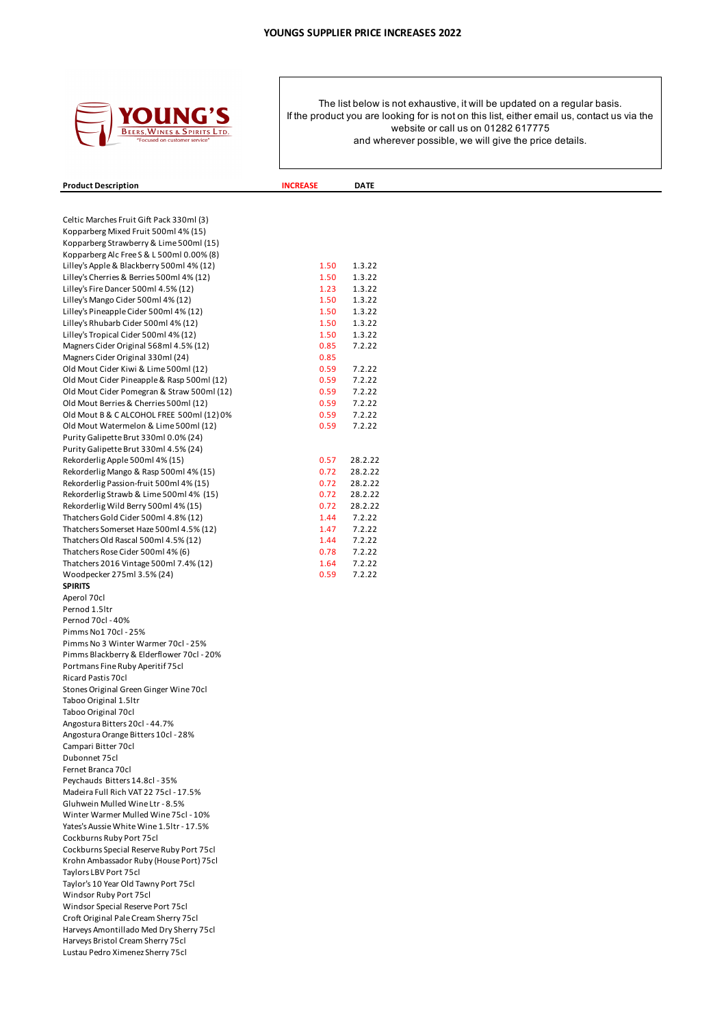# YOUNGS SUPPLIER PRICE INCREASES 2022

The list below is not exhaustive, it will be updated on a regular basis.
If the product you are looking for is not on this list, either email us, contact us via the website or call us on 01282 617775
and wherever possible, we will give the price details.

| Product Description | INCREASE | DATE |
|---|---|---|
| Celtic Marches Fruit Gift Pack 330ml (3) | | |
| Kopparberg Mixed Fruit 500ml 4% (15) | | |
| Kopparberg Strawberry & Lime 500ml (15) | | |
| Kopparberg Alc Free S & L 500ml 0.00% (8) | | |
| Lilley's Apple & Blackberry 500ml 4% (12) | 1.50 | 1.3.22 |
| Lilley's Cherries & Berries 500ml 4% (12) | 1.50 | 1.3.22 |
| Lilley's Fire Dancer 500ml 4.5% (12) | 1.23 | 1.3.22 |
| Lilley's Mango Cider 500ml 4% (12) | 1.50 | 1.3.22 |
| Lilley's Pineapple Cider 500ml 4% (12) | 1.50 | 1.3.22 |
| Lilley's Rhubarb Cider 500ml 4% (12) | 1.50 | 1.3.22 |
| Lilley's Tropical Cider 500ml 4% (12) | 1.50 | 1.3.22 |
| Magners Cider Original 568ml 4.5% (12) | 0.85 | 7.2.22 |
| Magners Cider Original 330ml (24) | 0.85 | |
| Old Mout Cider Kiwi & Lime 500ml (12) | 0.59 | 7.2.22 |
| Old Mout Cider Pineapple & Rasp 500ml (12) | 0.59 | 7.2.22 |
| Old Mout Cider Pomegran & Straw 500ml (12) | 0.59 | 7.2.22 |
| Old Mout Berries & Cherries 500ml (12) | 0.59 | 7.2.22 |
| Old Mout B & C ALCOHOL FREE 500ml (12) 0% | 0.59 | 7.2.22 |
| Old Mout Watermelon & Lime 500ml (12) | 0.59 | 7.2.22 |
| Purity Galipette Brut 330ml 0.0% (24) | | |
| Purity Galipette Brut 330ml 4.5% (24) | | |
| Rekorderlig Apple 500ml 4% (15) | 0.57 | 28.2.22 |
| Rekorderlig Mango & Rasp 500ml 4% (15) | 0.72 | 28.2.22 |
| Rekorderlig Passion-fruit 500ml 4% (15) | 0.72 | 28.2.22 |
| Rekorderlig Strawb & Lime 500ml 4% (15) | 0.72 | 28.2.22 |
| Rekorderlig Wild Berry 500ml 4% (15) | 0.72 | 28.2.22 |
| Thatchers Gold Cider 500ml 4.8% (12) | 1.44 | 7.2.22 |
| Thatchers Somerset Haze 500ml 4.5% (12) | 1.47 | 7.2.22 |
| Thatchers Old Rascal 500ml 4.5% (12) | 1.44 | 7.2.22 |
| Thatchers Rose Cider 500ml 4% (6) | 0.78 | 7.2.22 |
| Thatchers 2016 Vintage 500ml 7.4% (12) | 1.64 | 7.2.22 |
| Woodpecker 275ml 3.5% (24) | 0.59 | 7.2.22 |
| **SPIRITS** | | |
| Aperol 70cl | | |
| Pernod 1.5ltr | | |
| Pernod 70cl - 40% | | |
| Pimms No1 70cl - 25% | | |
| Pimms No 3 Winter Warmer 70cl - 25% | | |
| Pimms Blackberry & Elderflower 70cl - 20% | | |
| Portmans Fine Ruby Aperitif 75cl | | |
| Ricard Pastis 70cl | | |
| Stones Original Green Ginger Wine 70cl | | |
| Taboo Original 1.5ltr | | |
| Taboo Original 70cl | | |
| Angostura Bitters 20cl - 44.7% | | |
| Angostura Orange Bitters 10cl - 28% | | |
| Campari Bitter 70cl | | |
| Dubonnet 75cl | | |
| Fernet Branca 70cl | | |
| Peychauds Bitters 14.8cl - 35% | | |
| Madeira Full Rich VAT 22 75cl - 17.5% | | |
| Gluhwein Mulled Wine Ltr - 8.5% | | |
| Winter Warmer Mulled Wine 75cl - 10% | | |
| Yates's Aussie White Wine 1.5ltr - 17.5% | | |
| Cockburns Ruby Port 75cl | | |
| Cockburns Special Reserve Ruby Port 75cl | | |
| Krohn Ambassador Ruby (House Port) 75cl | | |
| Taylors LBV Port 75cl | | |
| Taylor's 10 Year Old Tawny Port 75cl | | |
| Windsor Ruby Port 75cl | | |
| Windsor Special Reserve Port 75cl | | |
| Croft Original Pale Cream Sherry 75cl | | |
| Harveys Amontillado Med Dry Sherry 75cl | | |
| Harveys Bristol Cream Sherry 75cl | | |
| Lustau Pedro Ximenez Sherry 75cl | | |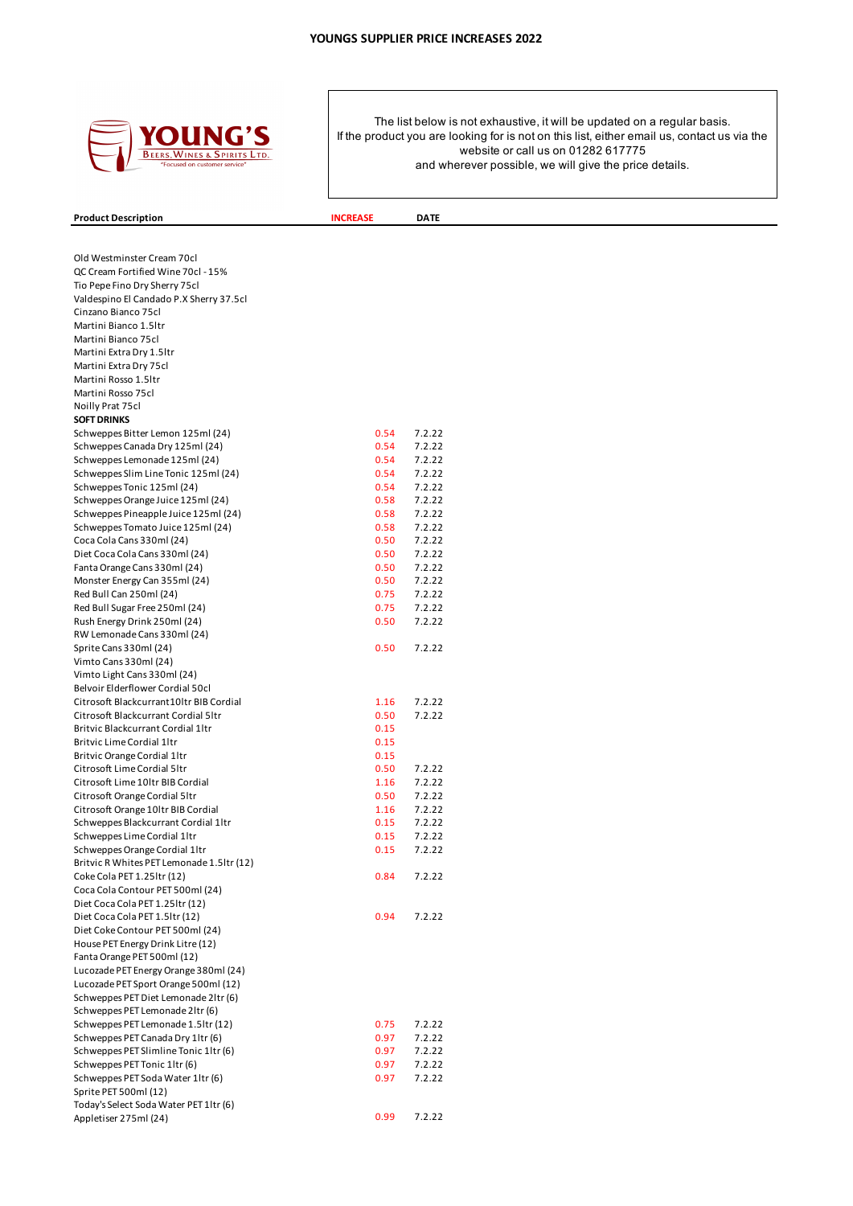# YOUNGS SUPPLIER PRICE INCREASES 2022

The list below is not exhaustive, it will be updated on a regular basis.
If the product you are looking for is not on this list, either email us, contact us via the website or call us on 01282 617775
and wherever possible, we will give the price details.

| Product Description | INCREASE | DATE |
|---|---|---|
| Old Westminster Cream 70cl | | |
| QC Cream Fortified Wine 70cl - 15% | | |
| Tio Pepe Fino Dry Sherry 75cl | | |
| Valdespino El Candado P.X Sherry 37.5cl | | |
| Cinzano Bianco 75cl | | |
| Martini Bianco 1.5ltr | | |
| Martini Bianco 75cl | | |
| Martini Extra Dry 1.5ltr | | |
| Martini Extra Dry 75cl | | |
| Martini Rosso 1.5ltr | | |
| Martini Rosso 75cl | | |
| Noilly Prat 75cl | | |
| **SOFT DRINKS** | | |
| Schweppes Bitter Lemon 125ml (24) | 0.54 | 7.2.22 |
| Schweppes Canada Dry 125ml (24) | 0.54 | 7.2.22 |
| Schweppes Lemonade 125ml (24) | 0.54 | 7.2.22 |
| Schweppes Slim Line Tonic 125ml (24) | 0.54 | 7.2.22 |
| Schweppes Tonic 125ml (24) | 0.54 | 7.2.22 |
| Schweppes Orange Juice 125ml (24) | 0.58 | 7.2.22 |
| Schweppes Pineapple Juice 125ml (24) | 0.58 | 7.2.22 |
| Schweppes Tomato Juice 125ml (24) | 0.58 | 7.2.22 |
| Coca Cola Cans 330ml (24) | 0.50 | 7.2.22 |
| Diet Coca Cola Cans 330ml (24) | 0.50 | 7.2.22 |
| Fanta Orange Cans 330ml (24) | 0.50 | 7.2.22 |
| Monster Energy Can 355ml (24) | 0.50 | 7.2.22 |
| Red Bull Can 250ml (24) | 0.75 | 7.2.22 |
| Red Bull Sugar Free 250ml (24) | 0.75 | 7.2.22 |
| Rush Energy Drink 250ml (24) | 0.50 | 7.2.22 |
| RW Lemonade Cans 330ml (24) | | |
| Sprite Cans 330ml (24) | 0.50 | 7.2.22 |
| Vimto Cans 330ml (24) | | |
| Vimto Light Cans 330ml (24) | | |
| Belvoir Elderflower Cordial 50cl | | |
| Citrosoft Blackcurrant 10ltr BIB Cordial | 1.16 | 7.2.22 |
| Citrosoft Blackcurrant Cordial 5ltr | 0.50 | 7.2.22 |
| Britvic Blackcurrant Cordial 1ltr | 0.15 | |
| Britvic Lime Cordial 1ltr | 0.15 | |
| Britvic Orange Cordial 1ltr | 0.15 | |
| Citrosoft Lime Cordial 5ltr | 0.50 | 7.2.22 |
| Citrosoft Lime 10ltr BIB Cordial | 1.16 | 7.2.22 |
| Citrosoft Orange Cordial 5ltr | 0.50 | 7.2.22 |
| Citrosoft Orange 10ltr BIB Cordial | 1.16 | 7.2.22 |
| Schweppes Blackcurrant Cordial 1ltr | 0.15 | 7.2.22 |
| Schweppes Lime Cordial 1ltr | 0.15 | 7.2.22 |
| Schweppes Orange Cordial 1ltr | 0.15 | 7.2.22 |
| Britvic R Whites PET Lemonade 1.5ltr (12) | | |
| Coke Cola PET 1.25ltr (12) | 0.84 | 7.2.22 |
| Coca Cola Contour PET 500ml (24) | | |
| Diet Coca Cola PET 1.25ltr (12) | | |
| Diet Coca Cola PET 1.5ltr (12) | 0.94 | 7.2.22 |
| Diet Coke Contour PET 500ml (24) | | |
| House PET Energy Drink Litre (12) | | |
| Fanta Orange PET 500ml (12) | | |
| Lucozade PET Energy Orange 380ml (24) | | |
| Lucozade PET Sport Orange 500ml (12) | | |
| Schweppes PET Diet Lemonade 2ltr (6) | | |
| Schweppes PET Lemonade 2ltr (6) | | |
| Schweppes PET Lemonade 1.5ltr (12) | 0.75 | 7.2.22 |
| Schweppes PET Canada Dry 1ltr (6) | 0.97 | 7.2.22 |
| Schweppes PET Slimline Tonic 1ltr (6) | 0.97 | 7.2.22 |
| Schweppes PET Tonic 1ltr (6) | 0.97 | 7.2.22 |
| Schweppes PET Soda Water 1ltr (6) | 0.97 | 7.2.22 |
| Sprite PET 500ml (12) | | |
| Today's Select Soda Water PET 1ltr (6) | | |
| Appletiser 275ml (24) | 0.99 | 7.2.22 |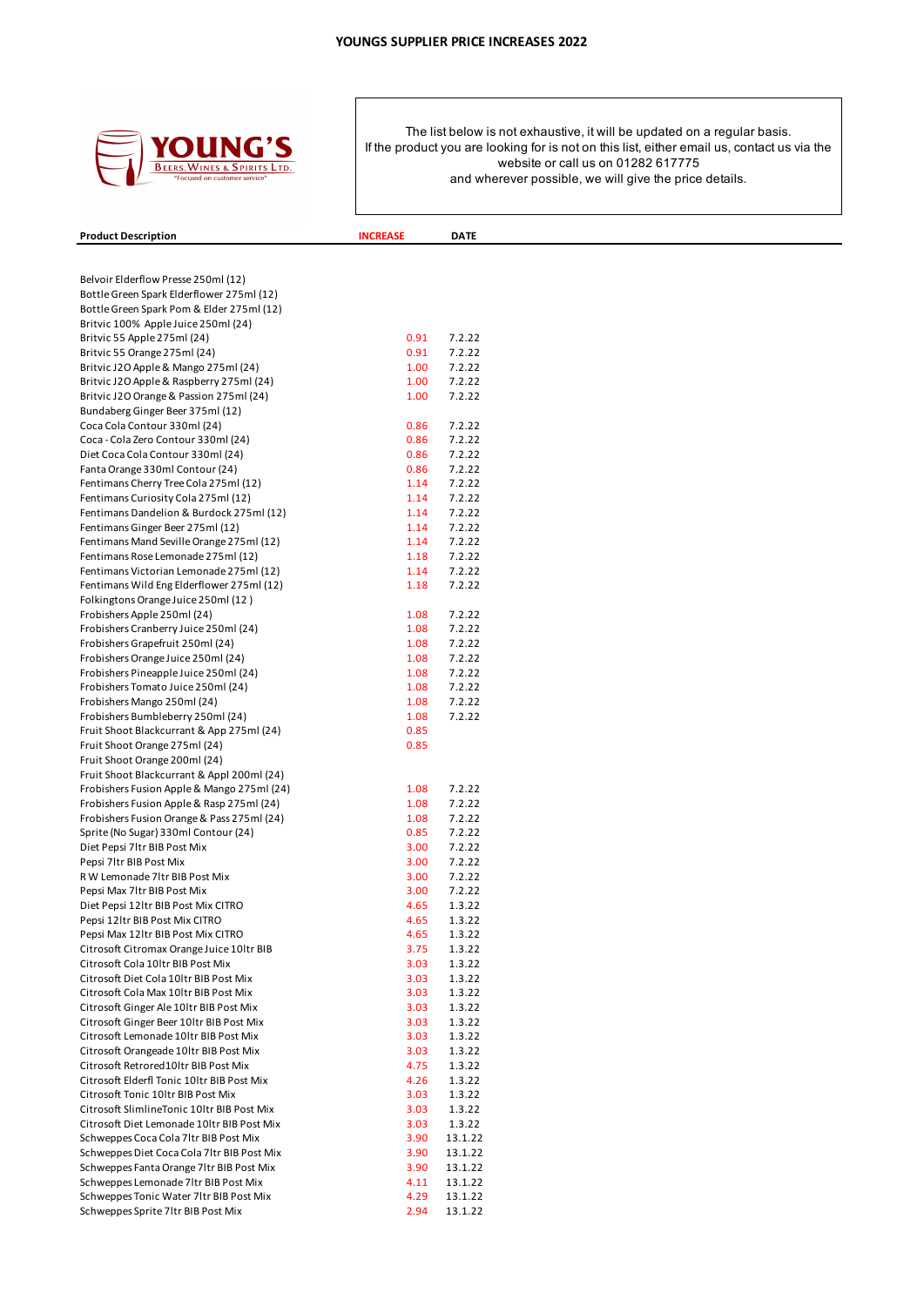# YOUNGS SUPPLIER PRICE INCREASES 2022

YOUNG'S
BEERS, WINES & SPIRITS LTD.
"Focused on customer service"

The list below is not exhaustive, it will be updated on a regular basis.
If the product you are looking for is not on this list, either email us, contact us via the website or call us on 01282 617775
and wherever possible, we will give the price details.

| Product Description | INCREASE | DATE |
|---|---|---|
| Belvoir Elderflow Presse 250ml (12) | | |
| Bottle Green Spark Elderflower 275ml (12) | | |
| Bottle Green Spark Pom & Elder 275ml (12) | | |
| Britvic 100% Apple Juice 250ml (24) | | |
| Britvic 55 Apple 275ml (24) | 0.91 | 7.2.22 |
| Britvic 55 Orange 275ml (24) | 0.91 | 7.2.22 |
| Britvic J2O Apple & Mango 275ml (24) | 1.00 | 7.2.22 |
| Britvic J2O Apple & Raspberry 275ml (24) | 1.00 | 7.2.22 |
| Britvic J2O Orange & Passion 275ml (24) | 1.00 | 7.2.22 |
| Bundaberg Ginger Beer 375ml (12) | | |
| Coca Cola Contour 330ml (24) | 0.86 | 7.2.22 |
| Coca - Cola Zero Contour 330ml (24) | 0.86 | 7.2.22 |
| Diet Coca Cola Contour 330ml (24) | 0.86 | 7.2.22 |
| Fanta Orange 330ml Contour (24) | 0.86 | 7.2.22 |
| Fentimans Cherry Tree Cola 275ml (12) | 1.14 | 7.2.22 |
| Fentimans Curiosity Cola 275ml (12) | 1.14 | 7.2.22 |
| Fentimans Dandelion & Burdock 275ml (12) | 1.14 | 7.2.22 |
| Fentimans Ginger Beer 275ml (12) | 1.14 | 7.2.22 |
| Fentimans Mand Seville Orange 275ml (12) | 1.14 | 7.2.22 |
| Fentimans Rose Lemonade 275ml (12) | 1.18 | 7.2.22 |
| Fentimans Victorian Lemonade 275ml (12) | 1.14 | 7.2.22 |
| Fentimans Wild Eng Elderflower 275ml (12) | 1.18 | 7.2.22 |
| Folkingtons Orange Juice 250ml (12 ) | | |
| Frobishers Apple 250ml (24) | 1.08 | 7.2.22 |
| Frobishers Cranberry Juice 250ml (24) | 1.08 | 7.2.22 |
| Frobishers Grapefruit 250ml (24) | 1.08 | 7.2.22 |
| Frobishers Orange Juice 250ml (24) | 1.08 | 7.2.22 |
| Frobishers Pineapple Juice 250ml (24) | 1.08 | 7.2.22 |
| Frobishers Tomato Juice 250ml (24) | 1.08 | 7.2.22 |
| Frobishers Mango 250ml (24) | 1.08 | 7.2.22 |
| Frobishers Bumbleberry 250ml (24) | 1.08 | 7.2.22 |
| Fruit Shoot Blackcurrant & App 275ml (24) | 0.85 | |
| Fruit Shoot Orange 275ml (24) | 0.85 | |
| Fruit Shoot Orange 200ml (24) | | |
| Fruit Shoot Blackcurrant & Appl 200ml (24) | | |
| Frobishers Fusion Apple & Mango 275ml (24) | 1.08 | 7.2.22 |
| Frobishers Fusion Apple & Rasp 275ml (24) | 1.08 | 7.2.22 |
| Frobishers Fusion Orange & Pass 275ml (24) | 1.08 | 7.2.22 |
| Sprite (No Sugar) 330ml Contour (24) | 0.85 | 7.2.22 |
| Diet Pepsi 7ltr BIB Post Mix | 3.00 | 7.2.22 |
| Pepsi 7ltr BIB Post Mix | 3.00 | 7.2.22 |
| R W Lemonade 7ltr BIB Post Mix | 3.00 | 7.2.22 |
| Pepsi Max 7ltr BIB Post Mix | 3.00 | 7.2.22 |
| Diet Pepsi 12ltr BIB Post Mix CITRO | 4.65 | 1.3.22 |
| Pepsi 12ltr BIB Post Mix CITRO | 4.65 | 1.3.22 |
| Pepsi Max 12ltr BIB Post Mix CITRO | 4.65 | 1.3.22 |
| Citrosoft Citromax Orange Juice 10ltr BIB | 3.75 | 1.3.22 |
| Citrosoft Cola 10ltr BIB Post Mix | 3.03 | 1.3.22 |
| Citrosoft Diet Cola 10ltr BIB Post Mix | 3.03 | 1.3.22 |
| Citrosoft Cola Max 10ltr BIB Post Mix | 3.03 | 1.3.22 |
| Citrosoft Ginger Ale 10ltr BIB Post Mix | 3.03 | 1.3.22 |
| Citrosoft Ginger Beer 10ltr BIB Post Mix | 3.03 | 1.3.22 |
| Citrosoft Lemonade 10ltr BIB Post Mix | 3.03 | 1.3.22 |
| Citrosoft Orangeade 10ltr BIB Post Mix | 3.03 | 1.3.22 |
| Citrosoft Retrored10ltr BIB Post Mix | 4.75 | 1.3.22 |
| Citrosoft Elderfl Tonic 10ltr BIB Post Mix | 4.26 | 1.3.22 |
| Citrosoft Tonic 10ltr BIB Post Mix | 3.03 | 1.3.22 |
| Citrosoft SlimlineTonic 10ltr BIB Post Mix | 3.03 | 1.3.22 |
| Citrosoft Diet Lemonade 10ltr BIB Post Mix | 3.03 | 1.3.22 |
| Schweppes Coca Cola 7ltr BIB Post Mix | 3.90 | 13.1.22 |
| Schweppes Diet Coca Cola 7ltr BIB Post Mix | 3.90 | 13.1.22 |
| Schweppes Fanta Orange 7ltr BIB Post Mix | 3.90 | 13.1.22 |
| Schweppes Lemonade 7ltr BIB Post Mix | 4.11 | 13.1.22 |
| Schweppes Tonic Water 7ltr BIB Post Mix | 4.29 | 13.1.22 |
| Schweppes Sprite 7ltr BIB Post Mix | 2.94 | 13.1.22 |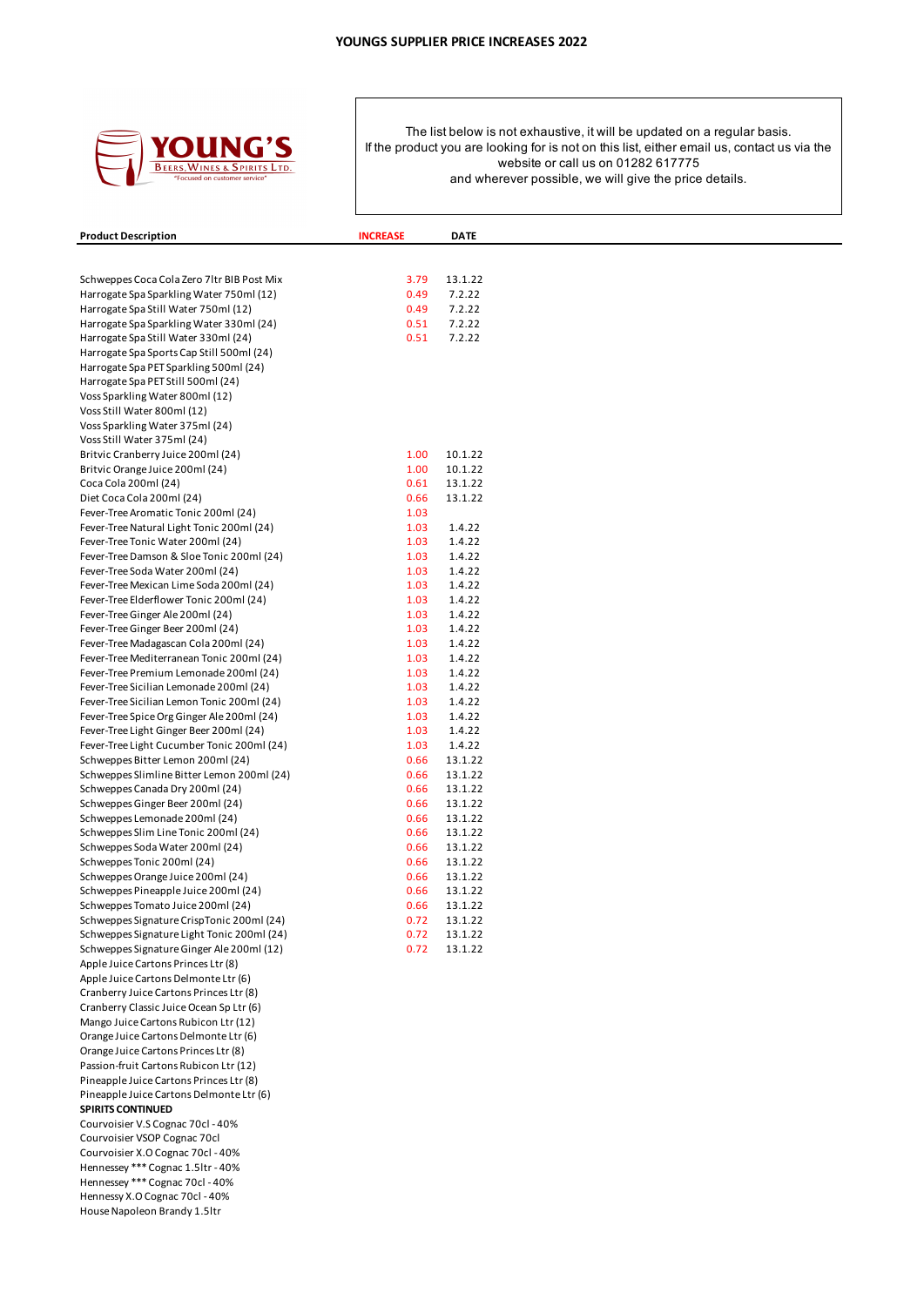# YOUNGS SUPPLIER PRICE INCREASES 2022

The list below is not exhaustive, it will be updated on a regular basis.
If the product you are looking for is not on this list, either email us, contact us via the website or call us on 01282 617775
and wherever possible, we will give the price details.

| Product Description | INCREASE | DATE |
|---|---|---|
| Schweppes Coca Cola Zero 7ltr BIB Post Mix | 3.79 | 13.1.22 |
| Harrogate Spa Sparkling Water 750ml (12) | 0.49 | 7.2.22 |
| Harrogate Spa Still Water 750ml (12) | 0.49 | 7.2.22 |
| Harrogate Spa Sparkling Water 330ml (24) | 0.51 | 7.2.22 |
| Harrogate Spa Still Water 330ml (24) | 0.51 | 7.2.22 |
| Harrogate Spa Sports Cap Still 500ml (24) | | |
| Harrogate Spa PET Sparkling 500ml (24) | | |
| Harrogate Spa PET Still 500ml (24) | | |
| Voss Sparkling Water 800ml (12) | | |
| Voss Still Water 800ml (12) | | |
| Voss Sparkling Water 375ml (24) | | |
| Voss Still Water 375ml (24) | | |
| Britvic Cranberry Juice 200ml (24) | 1.00 | 10.1.22 |
| Britvic Orange Juice 200ml (24) | 1.00 | 10.1.22 |
| Coca Cola 200ml (24) | 0.61 | 13.1.22 |
| Diet Coca Cola 200ml (24) | 0.66 | 13.1.22 |
| Fever-Tree Aromatic Tonic 200ml (24) | 1.03 | |
| Fever-Tree Natural Light Tonic 200ml (24) | 1.03 | 1.4.22 |
| Fever-Tree Tonic Water 200ml (24) | 1.03 | 1.4.22 |
| Fever-Tree Damson & Sloe Tonic 200ml (24) | 1.03 | 1.4.22 |
| Fever-Tree Soda Water 200ml (24) | 1.03 | 1.4.22 |
| Fever-Tree Mexican Lime Soda 200ml (24) | 1.03 | 1.4.22 |
| Fever-Tree Elderflower Tonic 200ml (24) | 1.03 | 1.4.22 |
| Fever-Tree Ginger Ale 200ml (24) | 1.03 | 1.4.22 |
| Fever-Tree Ginger Beer 200ml (24) | 1.03 | 1.4.22 |
| Fever-Tree Madagascan Cola 200ml (24) | 1.03 | 1.4.22 |
| Fever-Tree Mediterranean Tonic 200ml (24) | 1.03 | 1.4.22 |
| Fever-Tree Premium Lemonade 200ml (24) | 1.03 | 1.4.22 |
| Fever-Tree Sicilian Lemonade 200ml (24) | 1.03 | 1.4.22 |
| Fever-Tree Sicilian Lemon Tonic 200ml (24) | 1.03 | 1.4.22 |
| Fever-Tree Spice Org Ginger Ale 200ml (24) | 1.03 | 1.4.22 |
| Fever-Tree Light Ginger Beer 200ml (24) | 1.03 | 1.4.22 |
| Fever-Tree Light Cucumber Tonic 200ml (24) | 1.03 | 1.4.22 |
| Schweppes Bitter Lemon 200ml (24) | 0.66 | 13.1.22 |
| Schweppes Slimline Bitter Lemon 200ml (24) | 0.66 | 13.1.22 |
| Schweppes Canada Dry 200ml (24) | 0.66 | 13.1.22 |
| Schweppes Ginger Beer 200ml (24) | 0.66 | 13.1.22 |
| Schweppes Lemonade 200ml (24) | 0.66 | 13.1.22 |
| Schweppes Slim Line Tonic 200ml (24) | 0.66 | 13.1.22 |
| Schweppes Soda Water 200ml (24) | 0.66 | 13.1.22 |
| Schweppes Tonic 200ml (24) | 0.66 | 13.1.22 |
| Schweppes Orange Juice 200ml (24) | 0.66 | 13.1.22 |
| Schweppes Pineapple Juice 200ml (24) | 0.66 | 13.1.22 |
| Schweppes Tomato Juice 200ml (24) | 0.66 | 13.1.22 |
| Schweppes Signature CrispTonic 200ml (24) | 0.72 | 13.1.22 |
| Schweppes Signature Light Tonic 200ml (24) | 0.72 | 13.1.22 |
| Schweppes Signature Ginger Ale 200ml (12) | 0.72 | 13.1.22 |
| Apple Juice Cartons Princes Ltr (8) | | |
| Apple Juice Cartons Delmonte Ltr (6) | | |
| Cranberry Juice Cartons Princes Ltr (8) | | |
| Cranberry Classic Juice Ocean Sp Ltr (6) | | |
| Mango Juice Cartons Rubicon Ltr (12) | | |
| Orange Juice Cartons Delmonte Ltr (6) | | |
| Orange Juice Cartons Princes Ltr (8) | | |
| Passion-fruit Cartons Rubicon Ltr (12) | | |
| Pineapple Juice Cartons Princes Ltr (8) | | |
| Pineapple Juice Cartons Delmonte Ltr (6) | | |
| **SPIRITS CONTINUED** | | |
| Courvoisier V.S Cognac 70cl - 40% | | |
| Courvoisier VSOP Cognac 70cl | | |
| Courvoisier X.O Cognac 70cl - 40% | | |
| Hennessey *** Cognac 1.5ltr - 40% | | |
| Hennessey *** Cognac 70cl - 40% | | |
| Hennessy X.O Cognac 70cl - 40% | | |
| House Napoleon Brandy 1.5ltr | | |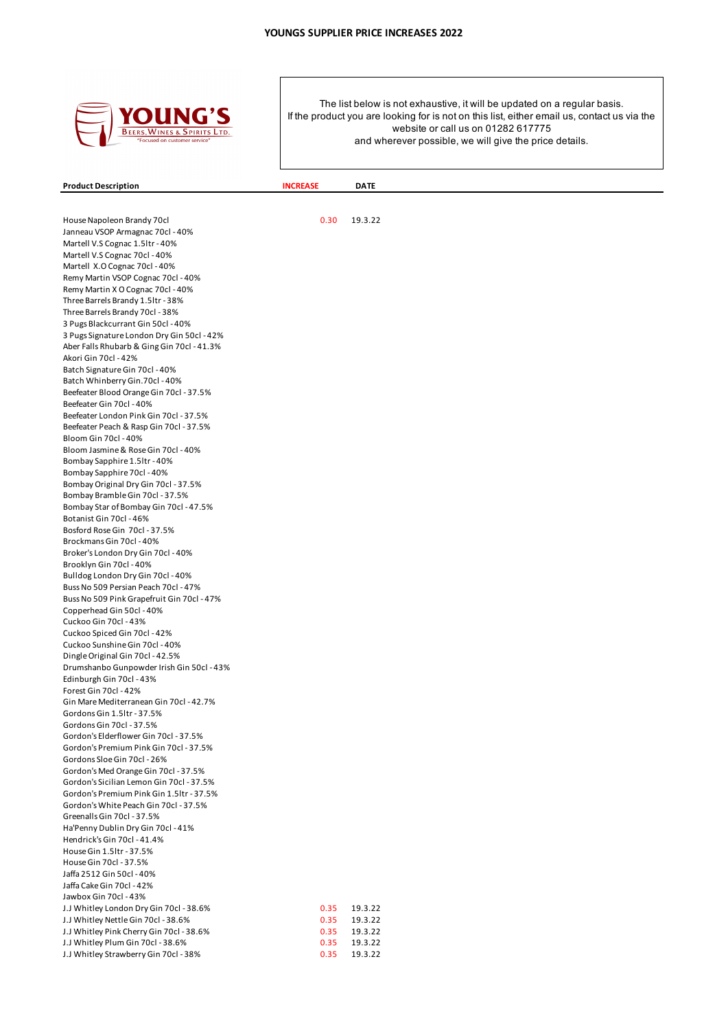# YOUNGS SUPPLIER PRICE INCREASES 2022

The list below is not exhaustive, it will be updated on a regular basis.
If the product you are looking for is not on this list, either email us, contact us via the website or call us on 01282 617775
and wherever possible, we will give the price details.

| Product Description | INCREASE | DATE |
|---|---|---|
| House Napoleon Brandy 70cl | 0.30 | 19.3.22 |
| Janneau VSOP Armagnac 70cl - 40% | | |
| Martell V.S Cognac 1.5ltr - 40% | | |
| Martell V.S Cognac 70cl - 40% | | |
| Martell X.O Cognac 70cl - 40% | | |
| Remy Martin VSOP Cognac 70cl - 40% | | |
| Remy Martin X O Cognac 70cl - 40% | | |
| Three Barrels Brandy 1.5ltr - 38% | | |
| Three Barrels Brandy 70cl - 38% | | |
| 3 Pugs Blackcurrant Gin 50cl - 40% | | |
| 3 Pugs Signature London Dry Gin 50cl - 42% | | |
| Aber Falls Rhubarb & Ging Gin 70cl - 41.3% | | |
| Akori Gin 70cl - 42% | | |
| Batch Signature Gin 70cl - 40% | | |
| Batch Whinberry Gin.70cl - 40% | | |
| Beefeater Blood Orange Gin 70cl - 37.5% | | |
| Beefeater Gin 70cl - 40% | | |
| Beefeater London Pink Gin 70cl - 37.5% | | |
| Beefeater Peach & Rasp Gin 70cl - 37.5% | | |
| Bloom Gin 70cl - 40% | | |
| Bloom Jasmine & Rose Gin 70cl - 40% | | |
| Bombay Sapphire 1.5ltr - 40% | | |
| Bombay Sapphire 70cl - 40% | | |
| Bombay Original Dry Gin 70cl - 37.5% | | |
| Bombay Bramble Gin 70cl - 37.5% | | |
| Bombay Star of Bombay Gin 70cl - 47.5% | | |
| Botanist Gin 70cl - 46% | | |
| Bosford Rose Gin 70cl - 37.5% | | |
| Brockmans Gin 70cl - 40% | | |
| Broker's London Dry Gin 70cl - 40% | | |
| Brooklyn Gin 70cl - 40% | | |
| Bulldog London Dry Gin 70cl - 40% | | |
| Buss No 509 Persian Peach 70cl - 47% | | |
| Buss No 509 Pink Grapefruit Gin 70cl - 47% | | |
| Copperhead Gin 50cl - 40% | | |
| Cuckoo Gin 70cl - 43% | | |
| Cuckoo Spiced Gin 70cl - 42% | | |
| Cuckoo Sunshine Gin 70cl - 40% | | |
| Dingle Original Gin 70cl - 42.5% | | |
| Drumshanbo Gunpowder Irish Gin 50cl - 43% | | |
| Edinburgh Gin 70cl - 43% | | |
| Forest Gin 70cl - 42% | | |
| Gin Mare Mediterranean Gin 70cl - 42.7% | | |
| Gordons Gin 1.5ltr - 37.5% | | |
| Gordons Gin 70cl - 37.5% | | |
| Gordon's Elderflower Gin 70cl - 37.5% | | |
| Gordon's Premium Pink Gin 70cl - 37.5% | | |
| Gordons Sloe Gin 70cl - 26% | | |
| Gordon's Med Orange Gin 70cl - 37.5% | | |
| Gordon's Sicilian Lemon Gin 70cl - 37.5% | | |
| Gordon's Premium Pink Gin 1.5ltr - 37.5% | | |
| Gordon's White Peach Gin 70cl - 37.5% | | |
| Greenalls Gin 70cl - 37.5% | | |
| Ha'Penny Dublin Dry Gin 70cl - 41% | | |
| Hendrick's Gin 70cl - 41.4% | | |
| House Gin 1.5ltr - 37.5% | | |
| House Gin 70cl - 37.5% | | |
| Jaffa 2512 Gin 50cl - 40% | | |
| Jaffa Cake Gin 70cl - 42% | | |
| Jawbox Gin 70cl - 43% | | |
| J.J Whitley London Dry Gin 70cl - 38.6% | 0.35 | 19.3.22 |
| J.J Whitley Nettle Gin 70cl - 38.6% | 0.35 | 19.3.22 |
| J.J Whitley Pink Cherry Gin 70cl - 38.6% | 0.35 | 19.3.22 |
| J.J Whitley Plum Gin 70cl - 38.6% | 0.35 | 19.3.22 |
| J.J Whitley Strawberry Gin 70cl - 38% | 0.35 | 19.3.22 |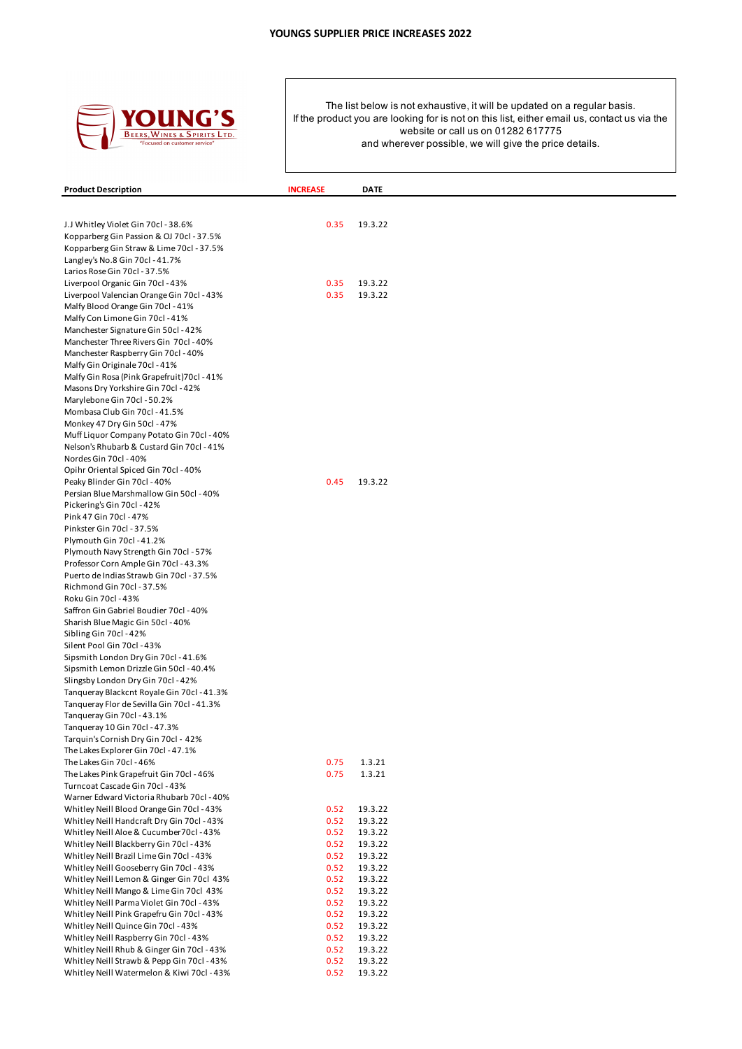# YOUNGS SUPPLIER PRICE INCREASES 2022

The list below is not exhaustive, it will be updated on a regular basis.
If the product you are looking for is not on this list, either email us, contact us via the website or call us on 01282 617775
and wherever possible, we will give the price details.

| Product Description | INCREASE | DATE |
|---|---|---|
| J.J Whitley Violet Gin 70cl - 38.6% | 0.35 | 19.3.22 |
| Kopparberg Gin Passion & OJ 70cl - 37.5% | | |
| Kopparberg Gin Straw & Lime 70cl - 37.5% | | |
| Langley's No.8 Gin 70cl - 41.7% | | |
| Larios Rose Gin 70cl - 37.5% | | |
| Liverpool Organic Gin 70cl - 43% | 0.35 | 19.3.22 |
| Liverpool Valencian Orange Gin 70cl - 43% | 0.35 | 19.3.22 |
| Malfy Blood Orange Gin 70cl - 41% | | |
| Malfy Con Limone Gin 70cl - 41% | | |
| Manchester Signature Gin 50cl - 42% | | |
| Manchester Three Rivers Gin 70cl - 40% | | |
| Manchester Raspberry Gin 70cl - 40% | | |
| Malfy Gin Originale 70cl - 41% | | |
| Malfy Gin Rosa (Pink Grapefruit)70cl - 41% | | |
| Masons Dry Yorkshire Gin 70cl - 42% | | |
| Marylebone Gin 70cl - 50.2% | | |
| Mombasa Club Gin 70cl - 41.5% | | |
| Monkey 47 Dry Gin 50cl - 47% | | |
| Muff Liquor Company Potato Gin 70cl - 40% | | |
| Nelson's Rhubarb & Custard Gin 70cl - 41% | | |
| Nordes Gin 70cl - 40% | | |
| Opihr Oriental Spiced Gin 70cl - 40% | | |
| Peaky Blinder Gin 70cl - 40% | 0.45 | 19.3.22 |
| Persian Blue Marshmallow Gin 50cl - 40% | | |
| Pickering's Gin 70cl - 42% | | |
| Pink 47 Gin 70cl - 47% | | |
| Pinkster Gin 70cl - 37.5% | | |
| Plymouth Gin 70cl - 41.2% | | |
| Plymouth Navy Strength Gin 70cl - 57% | | |
| Professor Corn Ample Gin 70cl - 43.3% | | |
| Puerto de Indias Strawb Gin 70cl - 37.5% | | |
| Richmond Gin 70cl - 37.5% | | |
| Roku Gin 70cl - 43% | | |
| Saffron Gin Gabriel Boudier 70cl - 40% | | |
| Sharish Blue Magic Gin 50cl - 40% | | |
| Sibling Gin 70cl - 42% | | |
| Silent Pool Gin 70cl - 43% | | |
| Sipsmith London Dry Gin 70cl - 41.6% | | |
| Sipsmith Lemon Drizzle Gin 50cl - 40.4% | | |
| Slingsby London Dry Gin 70cl - 42% | | |
| Tanqueray Blackcnt Royale Gin 70cl - 41.3% | | |
| Tanqueray Flor de Sevilla Gin 70cl - 41.3% | | |
| Tanqueray Gin 70cl - 43.1% | | |
| Tanqueray 10 Gin 70cl - 47.3% | | |
| Tarquin's Cornish Dry Gin 70cl - 42% | | |
| The Lakes Explorer Gin 70cl - 47.1% | | |
| The Lakes Gin 70cl - 46% | 0.75 | 1.3.21 |
| The Lakes Pink Grapefruit Gin 70cl - 46% | 0.75 | 1.3.21 |
| Turncoat Cascade Gin 70cl - 43% | | |
| Warner Edward Victoria Rhubarb 70cl - 40% | | |
| Whitley Neill Blood Orange Gin 70cl - 43% | 0.52 | 19.3.22 |
| Whitley Neill Handcraft Dry Gin 70cl - 43% | 0.52 | 19.3.22 |
| Whitley Neill Aloe & Cucumber70cl - 43% | 0.52 | 19.3.22 |
| Whitley Neill Blackberry Gin 70cl - 43% | 0.52 | 19.3.22 |
| Whitley Neill Brazil Lime Gin 70cl - 43% | 0.52 | 19.3.22 |
| Whitley Neill Gooseberry Gin 70cl - 43% | 0.52 | 19.3.22 |
| Whitley Neill Lemon & Ginger Gin 70cl 43% | 0.52 | 19.3.22 |
| Whitley Neill Mango & Lime Gin 70cl 43% | 0.52 | 19.3.22 |
| Whitley Neill Parma Violet Gin 70cl - 43% | 0.52 | 19.3.22 |
| Whitley Neill Pink Grapefru Gin 70cl - 43% | 0.52 | 19.3.22 |
| Whitley Neill Quince Gin 70cl - 43% | 0.52 | 19.3.22 |
| Whitley Neill Raspberry Gin 70cl - 43% | 0.52 | 19.3.22 |
| Whitley Neill Rhub & Ginger Gin 70cl - 43% | 0.52 | 19.3.22 |
| Whitley Neill Strawb & Pepp Gin 70cl - 43% | 0.52 | 19.3.22 |
| Whitley Neill Watermelon & Kiwi 70cl - 43% | 0.52 | 19.3.22 |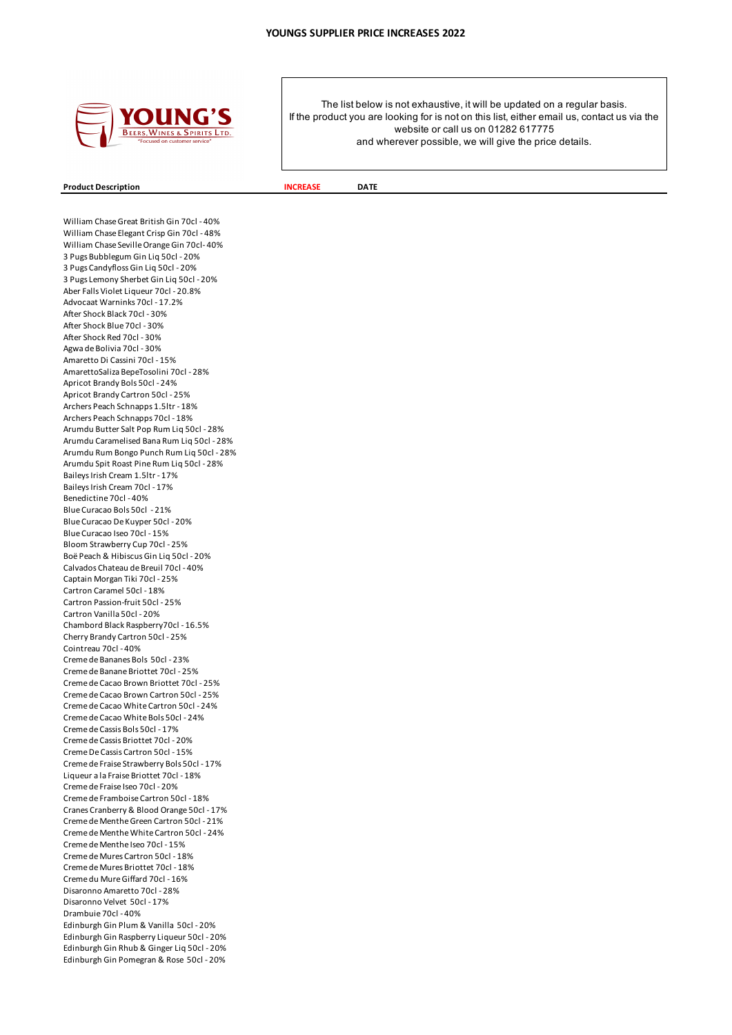# YOUNGS SUPPLIER PRICE INCREASES 2022

The list below is not exhaustive, it will be updated on a regular basis.
If the product you are looking for is not on this list, either email us, contact us via the website or call us on 01282 617775
and wherever possible, we will give the price details.

| Product Description | INCREASE | DATE |
|---|---|---|
| William Chase Great British Gin 70cl - 40% | | |
| William Chase Elegant Crisp Gin 70cl - 48% | | |
| William Chase Seville Orange Gin 70cl- 40% | | |
| 3 Pugs Bubblegum Gin Liq 50cl - 20% | | |
| 3 Pugs Candyfloss Gin Liq 50cl - 20% | | |
| 3 Pugs Lemony Sherbet Gin Liq 50cl - 20% | | |
| Aber Falls Violet Liqueur 70cl - 20.8% | | |
| Advocaat Warninks 70cl - 17.2% | | |
| After Shock Black 70cl - 30% | | |
| After Shock Blue 70cl - 30% | | |
| After Shock Red 70cl - 30% | | |
| Agwa de Bolivia 70cl - 30% | | |
| Amaretto Di Cassini 70cl - 15% | | |
| AmarettoSaliza BepeTosolini 70cl - 28% | | |
| Apricot Brandy Bols 50cl - 24% | | |
| Apricot Brandy Cartron 50cl - 25% | | |
| Archers Peach Schnapps 1.5ltr - 18% | | |
| Archers Peach Schnapps 70cl - 18% | | |
| Arumdu Butter Salt Pop Rum Liq 50cl - 28% | | |
| Arumdu Caramelised Bana Rum Liq 50cl - 28% | | |
| Arumdu Rum Bongo Punch Rum Liq 50cl - 28% | | |
| Arumdu Spit Roast Pine Rum Liq 50cl - 28% | | |
| Baileys Irish Cream 1.5ltr - 17% | | |
| Baileys Irish Cream 70cl - 17% | | |
| Benedictine 70cl - 40% | | |
| Blue Curacao Bols 50cl - 21% | | |
| Blue Curacao De Kuyper 50cl - 20% | | |
| Blue Curacao Iseo 70cl - 15% | | |
| Bloom Strawberry Cup 70cl - 25% | | |
| Boë Peach & Hibiscus Gin Liq 50cl - 20% | | |
| Calvados Chateau de Breuil 70cl - 40% | | |
| Captain Morgan Tiki 70cl - 25% | | |
| Cartron Caramel 50cl - 18% | | |
| Cartron Passion-fruit 50cl - 25% | | |
| Cartron Vanilla 50cl - 20% | | |
| Chambord Black Raspberry70cl - 16.5% | | |
| Cherry Brandy Cartron 50cl - 25% | | |
| Cointreau 70cl - 40% | | |
| Creme de Bananes Bols 50cl - 23% | | |
| Creme de Banane Briottet 70cl - 25% | | |
| Creme de Cacao Brown Briottet 70cl - 25% | | |
| Creme de Cacao Brown Cartron 50cl - 25% | | |
| Creme de Cacao White Cartron 50cl - 24% | | |
| Creme de Cacao White Bols 50cl - 24% | | |
| Creme de Cassis Bols 50cl - 17% | | |
| Creme de Cassis Briottet 70cl - 20% | | |
| Creme De Cassis Cartron 50cl - 15% | | |
| Creme de Fraise Strawberry Bols 50cl - 17% | | |
| Liqueur a la Fraise Briottet 70cl - 18% | | |
| Creme de Fraise Iseo 70cl - 20% | | |
| Creme de Framboise Cartron 50cl - 18% | | |
| Cranes Cranberry & Blood Orange 50cl - 17% | | |
| Creme de Menthe Green Cartron 50cl - 21% | | |
| Creme de Menthe White Cartron 50cl - 24% | | |
| Creme de Menthe Iseo 70cl - 15% | | |
| Creme de Mures Cartron 50cl - 18% | | |
| Creme de Mures Briottet 70cl - 18% | | |
| Creme du Mure Giffard 70cl - 16% | | |
| Disaronno Amaretto 70cl - 28% | | |
| Disaronno Velvet 50cl - 17% | | |
| Drambuie 70cl - 40% | | |
| Edinburgh Gin Plum & Vanilla 50cl - 20% | | |
| Edinburgh Gin Raspberry Liqueur 50cl - 20% | | |
| Edinburgh Gin Rhub & Ginger Liq 50cl - 20% | | |
| Edinburgh Gin Pomegran & Rose 50cl - 20% | | |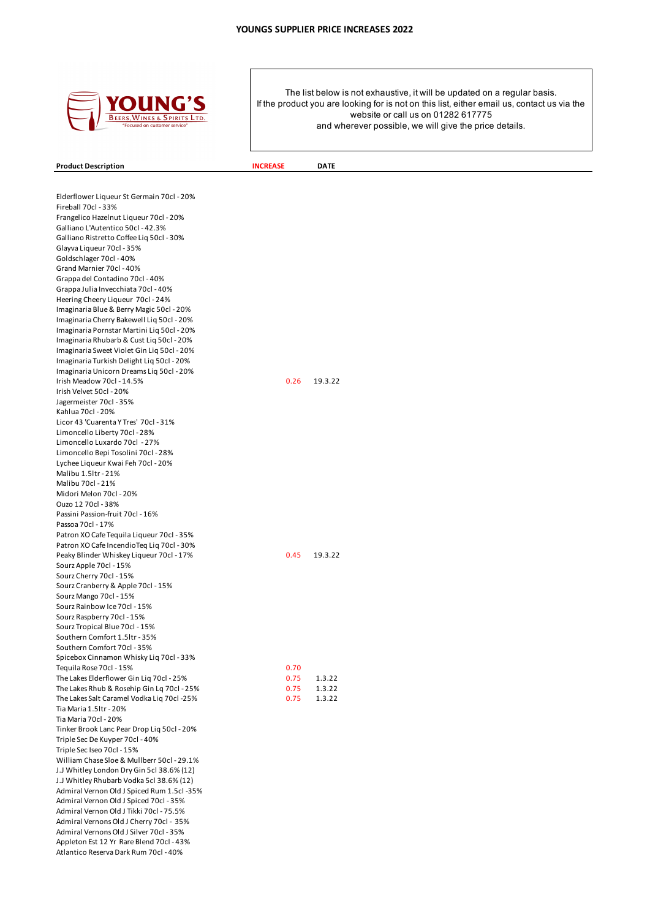# YOUNGS SUPPLIER PRICE INCREASES 2022

YOUNG'S
BEERS, WINES & SPIRITS LTD.
"Focused on customer service"

The list below is not exhaustive, it will be updated on a regular basis.
If the product you are looking for is not on this list, either email us, contact us via the website or call us on 01282 617775
and wherever possible, we will give the price details.

| Product Description | INCREASE | DATE |
|---|---|---|
| Elderflower Liqueur St Germain 70cl - 20% | | |
| Fireball 70cl - 33% | | |
| Frangelico Hazelnut Liqueur 70cl - 20% | | |
| Galliano L'Autentico 50cl - 42.3% | | |
| Galliano Ristretto Coffee Liq 50cl - 30% | | |
| Glayva Liqueur 70cl - 35% | | |
| Goldschlager 70cl - 40% | | |
| Grand Marnier 70cl - 40% | | |
| Grappa del Contadino 70cl - 40% | | |
| Grappa Julia Invecchiata 70cl - 40% | | |
| Heering Cheery Liqueur 70cl - 24% | | |
| Imaginaria Blue & Berry Magic 50cl - 20% | | |
| Imaginaria Cherry Bakewell Liq 50cl - 20% | | |
| Imaginaria Pornstar Martini Liq 50cl - 20% | | |
| Imaginaria Rhubarb & Cust Liq 50cl - 20% | | |
| Imaginaria Sweet Violet Gin Liq 50cl - 20% | | |
| Imaginaria Turkish Delight Liq 50cl - 20% | | |
| Imaginaria Unicorn Dreams Liq 50cl - 20% | | |
| Irish Meadow 70cl - 14.5% | 0.26 | 19.3.22 |
| Irish Velvet 50cl - 20% | | |
| Jagermeister 70cl - 35% | | |
| Kahlua 70cl - 20% | | |
| Licor 43 'Cuarenta Y Tres' 70cl - 31% | | |
| Limoncello Liberty 70cl - 28% | | |
| Limoncello Luxardo 70cl - 27% | | |
| Limoncello Bepi Tosolini 70cl - 28% | | |
| Lychee Liqueur Kwai Feh 70cl - 20% | | |
| Malibu 1.5ltr - 21% | | |
| Malibu 70cl - 21% | | |
| Midori Melon 70cl - 20% | | |
| Ouzo 12 70cl - 38% | | |
| Passini Passion-fruit 70cl - 16% | | |
| Passoa 70cl - 17% | | |
| Patron XO Cafe Tequila Liqueur 70cl - 35% | | |
| Patron XO Cafe IncendioTeq Liq 70cl - 30% | | |
| Peaky Blinder Whiskey Liqueur 70cl - 17% | 0.45 | 19.3.22 |
| Sourz Apple 70cl - 15% | | |
| Sourz Cherry 70cl - 15% | | |
| Sourz Cranberry & Apple 70cl - 15% | | |
| Sourz Mango 70cl - 15% | | |
| Sourz Rainbow Ice 70cl - 15% | | |
| Sourz Raspberry 70cl - 15% | | |
| Sourz Tropical Blue 70cl - 15% | | |
| Southern Comfort 1.5ltr - 35% | | |
| Southern Comfort 70cl - 35% | | |
| Spicebox Cinnamon Whisky Liq 70cl - 33% | | |
| Tequila Rose 70cl - 15% | 0.70 | |
| The Lakes Elderflower Gin Liq 70cl - 25% | 0.75 | 1.3.22 |
| The Lakes Rhub & Rosehip Gin Lq 70cl - 25% | 0.75 | 1.3.22 |
| The Lakes Salt Caramel Vodka Liq 70cl -25% | 0.75 | 1.3.22 |
| Tia Maria 1.5ltr - 20% | | |
| Tia Maria 70cl - 20% | | |
| Tinker Brook Lanc Pear Drop Liq 50cl - 20% | | |
| Triple Sec De Kuyper 70cl - 40% | | |
| Triple Sec Iseo 70cl - 15% | | |
| William Chase Sloe & Mullberr 50cl - 29.1% | | |
| J.J Whitley London Dry Gin 5cl 38.6% (12) | | |
| J.J Whitley Rhubarb Vodka 5cl 38.6% (12) | | |
| Admiral Vernon Old J Spiced Rum 1.5cl -35% | | |
| Admiral Vernon Old J Spiced 70cl - 35% | | |
| Admiral Vernon Old J Tikki 70cl - 75.5% | | |
| Admiral Vernons Old J Cherry 70cl - 35% | | |
| Admiral Vernons Old J Silver 70cl - 35% | | |
| Appleton Est 12 Yr Rare Blend 70cl - 43% | | |
| Atlantico Reserva Dark Rum 70cl - 40% | | |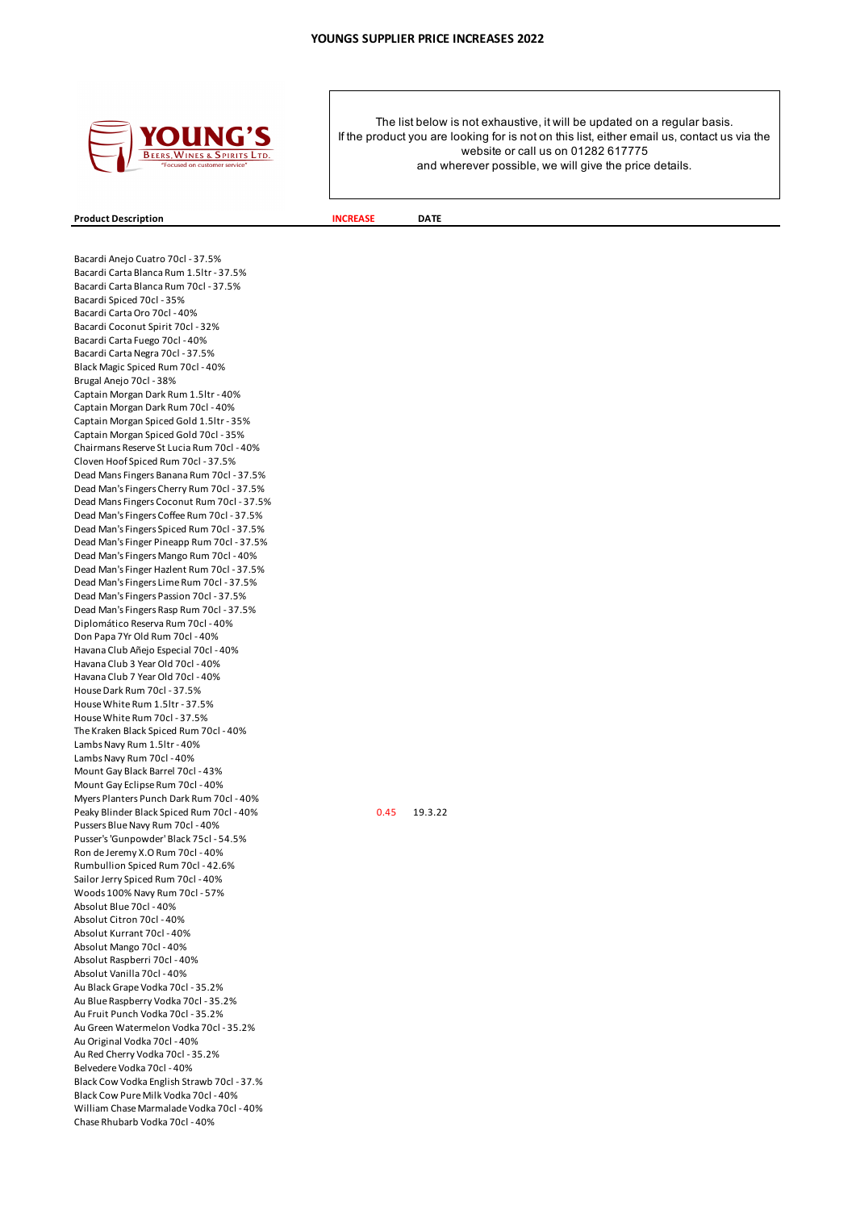# YOUNGS SUPPLIER PRICE INCREASES 2022

YOUNG'S BEERS, WINES & SPIRITS LTD. "Focused on customer service"

The list below is not exhaustive, it will be updated on a regular basis.
If the product you are looking for is not on this list, either email us, contact us via the website or call us on 01282 617775
and wherever possible, we will give the price details.

| Product Description | INCREASE | DATE |
|---|---|---|
| Bacardi Anejo Cuatro 70cl - 37.5% | | |
| Bacardi Carta Blanca Rum 1.5ltr - 37.5% | | |
| Bacardi Carta Blanca Rum 70cl - 37.5% | | |
| Bacardi Spiced 70cl - 35% | | |
| Bacardi Carta Oro 70cl - 40% | | |
| Bacardi Coconut Spirit 70cl - 32% | | |
| Bacardi Carta Fuego 70cl - 40% | | |
| Bacardi Carta Negra 70cl - 37.5% | | |
| Black Magic Spiced Rum 70cl - 40% | | |
| Brugal Anejo 70cl - 38% | | |
| Captain Morgan Dark Rum 1.5ltr - 40% | | |
| Captain Morgan Dark Rum 70cl - 40% | | |
| Captain Morgan Spiced Gold 1.5ltr - 35% | | |
| Captain Morgan Spiced Gold 70cl - 35% | | |
| Chairmans Reserve St Lucia Rum 70cl - 40% | | |
| Cloven Hoof Spiced Rum 70cl - 37.5% | | |
| Dead Mans Fingers Banana Rum 70cl - 37.5% | | |
| Dead Man's Fingers Cherry Rum 70cl - 37.5% | | |
| Dead Mans Fingers Coconut Rum 70cl - 37.5% | | |
| Dead Man's Fingers Coffee Rum 70cl - 37.5% | | |
| Dead Man's Fingers Spiced Rum 70cl - 37.5% | | |
| Dead Man's Finger Pineapp Rum 70cl - 37.5% | | |
| Dead Man's Fingers Mango Rum 70cl - 40% | | |
| Dead Man's Finger Hazlent Rum 70cl - 37.5% | | |
| Dead Man's Fingers Lime Rum 70cl - 37.5% | | |
| Dead Man's Fingers Passion 70cl - 37.5% | | |
| Dead Man's Fingers Rasp Rum 70cl - 37.5% | | |
| Diplomático Reserva Rum 70cl - 40% | | |
| Don Papa 7Yr Old Rum 70cl - 40% | | |
| Havana Club Añejo Especial 70cl - 40% | | |
| Havana Club 3 Year Old 70cl - 40% | | |
| Havana Club 7 Year Old 70cl - 40% | | |
| House Dark Rum 70cl - 37.5% | | |
| House White Rum 1.5ltr - 37.5% | | |
| House White Rum 70cl - 37.5% | | |
| The Kraken Black Spiced Rum 70cl - 40% | | |
| Lambs Navy Rum 1.5ltr - 40% | | |
| Lambs Navy Rum 70cl - 40% | | |
| Mount Gay Black Barrel 70cl - 43% | | |
| Mount Gay Eclipse Rum 70cl - 40% | | |
| Myers Planters Punch Dark Rum 70cl - 40% | | |
| Peaky Blinder Black Spiced Rum 70cl - 40% | 0.45 | 19.3.22 |
| Pussers Blue Navy Rum 70cl - 40% | | |
| Pusser's 'Gunpowder' Black 75cl - 54.5% | | |
| Ron de Jeremy X.O Rum 70cl - 40% | | |
| Rumbullion Spiced Rum 70cl - 42.6% | | |
| Sailor Jerry Spiced Rum 70cl - 40% | | |
| Woods 100% Navy Rum 70cl - 57% | | |
| Absolut Blue 70cl - 40% | | |
| Absolut Citron 70cl - 40% | | |
| Absolut Kurrant 70cl - 40% | | |
| Absolut Mango 70cl - 40% | | |
| Absolut Raspberri 70cl - 40% | | |
| Absolut Vanilla 70cl - 40% | | |
| Au Black Grape Vodka 70cl - 35.2% | | |
| Au Blue Raspberry Vodka 70cl - 35.2% | | |
| Au Fruit Punch Vodka 70cl - 35.2% | | |
| Au Green Watermelon Vodka 70cl - 35.2% | | |
| Au Original Vodka 70cl - 40% | | |
| Au Red Cherry Vodka 70cl - 35.2% | | |
| Belvedere Vodka 70cl - 40% | | |
| Black Cow Vodka English Strawb 70cl - 37.% | | |
| Black Cow Pure Milk Vodka 70cl - 40% | | |
| William Chase Marmalade Vodka 70cl - 40% | | |
| Chase Rhubarb Vodka 70cl - 40% | | |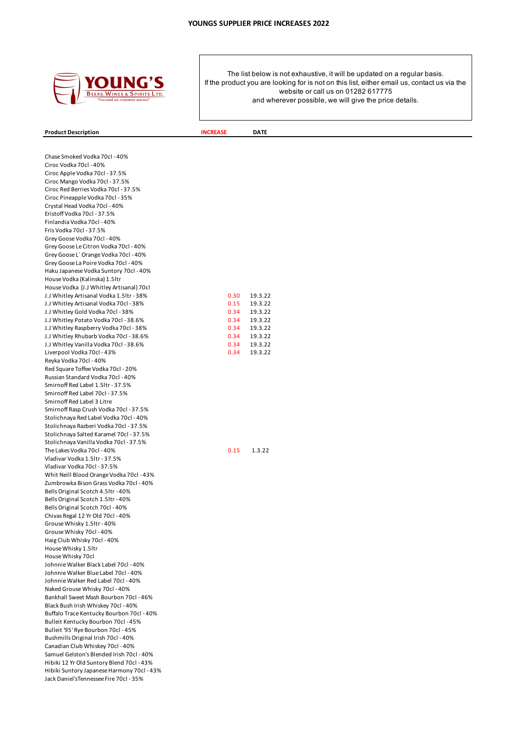# YOUNGS SUPPLIER PRICE INCREASES 2022

YOUNG'S BEERS, WINES & SPIRITS LTD. "Focused on customer service"

The list below is not exhaustive, it will be updated on a regular basis.
If the product you are looking for is not on this list, either email us, contact us via the website or call us on 01282 617775
and wherever possible, we will give the price details.

| Product Description | INCREASE | DATE |
|---|---|---|
| Chase Smoked Vodka 70cl - 40% | | |
| Ciroc Vodka 70cl - 40% | | |
| Ciroc Apple Vodka 70cl - 37.5% | | |
| Ciroc Mango Vodka 70cl - 37.5% | | |
| Ciroc Red Berries Vodka 70cl - 37.5% | | |
| Ciroc Pineapple Vodka 70cl - 35% | | |
| Crystal Head Vodka 70cl - 40% | | |
| Eristoff Vodka 70cl - 37.5% | | |
| Finlandia Vodka 70cl - 40% | | |
| Fris Vodka 70cl - 37.5% | | |
| Grey Goose Vodka 70cl - 40% | | |
| Grey Goose Le Citron Vodka 70cl - 40% | | |
| Grey Goose L` Orange Vodka 70cl - 40% | | |
| Grey Goose La Poire Vodka 70cl - 40% | | |
| Haku Japanese Vodka Suntory 70cl - 40% | | |
| House Vodka (Kalinska) 1.5ltr | | |
| House Vodka (J.J Whitley Artisanal) 70cl | | |
| J.J Whitley Artisanal Vodka 1.5ltr - 38% | 0.30 | 19.3.22 |
| J.J Whitley Artisanal Vodka 70cl - 38% | 0.15 | 19.3.22 |
| J.J Whitley Gold Vodka 70cl - 38% | 0.34 | 19.3.22 |
| J.J Whitley Potato Vodka 70cl - 38.6% | 0.34 | 19.3.22 |
| J.J Whitley Raspberry Vodka 70cl - 38% | 0.34 | 19.3.22 |
| J.J Whitley Rhubarb Vodka 70cl - 38.6% | 0.34 | 19.3.22 |
| J.J Whitley Vanilla Vodka 70cl - 38.6% | 0.34 | 19.3.22 |
| Liverpool Vodka 70cl - 43% | 0.34 | 19.3.22 |
| Reyka Vodka 70cl - 40% | | |
| Red Square Toffee Vodka 70cl - 20% | | |
| Russian Standard Vodka 70cl - 40% | | |
| Smirnoff Red Label 1.5ltr - 37.5% | | |
| Smirnoff Red Label 70cl - 37.5% | | |
| Smirnoff Red Label 3 Litre | | |
| Smirnoff Rasp Crush Vodka 70cl - 37.5% | | |
| Stolichnaya Red Label Vodka 70cl - 40% | | |
| Stolichnaya Razberi Vodka 70cl - 37.5% | | |
| Stolichnaya Salted Karamel 70cl - 37.5% | | |
| Stolichnaya Vanilla Vodka 70cl - 37.5% | | |
| The Lakes Vodka 70cl - 40% | 0.15 | 1.3.22 |
| Vladivar Vodka 1.5ltr - 37.5% | | |
| Vladivar Vodka 70cl - 37.5% | | |
| Whit Neill Blood Orange Vodka 70cl - 43% | | |
| Zumbrowka Bison Grass Vodka 70cl - 40% | | |
| Bells Original Scotch 4.5ltr - 40% | | |
| Bells Original Scotch 1.5ltr - 40% | | |
| Bells Original Scotch 70cl - 40% | | |
| Chivas Regal 12 Yr Old 70cl - 40% | | |
| Grouse Whisky 1.5ltr - 40% | | |
| Grouse Whisky 70cl - 40% | | |
| Haig Club Whisky 70cl - 40% | | |
| House Whisky 1.5ltr | | |
| House Whisky 70cl | | |
| Johnnie Walker Black Label 70cl - 40% | | |
| Johnnie Walker Blue Label 70cl - 40% | | |
| Johnnie Walker Red Label 70cl - 40% | | |
| Naked Grouse Whisky 70cl - 40% | | |
| Bankhall Sweet Mash Bourbon 70cl - 46% | | |
| Black Bush Irish Whiskey 70cl - 40% | | |
| Buffalo Trace Kentucky Bourbon 70cl - 40% | | |
| Bulleit Kentucky Bourbon 70cl - 45% | | |
| Bulleit '95' Rye Bourbon 70cl - 45% | | |
| Bushmills Original Irish 70cl - 40% | | |
| Canadian Club Whiskey 70cl - 40% | | |
| Samuel Gelston's Blended Irish 70cl - 40% | | |
| Hibiki 12 Yr Old Suntory Blend 70cl - 43% | | |
| Hibiki Suntory Japanese Harmony 70cl - 43% | | |
| Jack Daniel'sTennessee Fire 70cl - 35% | | |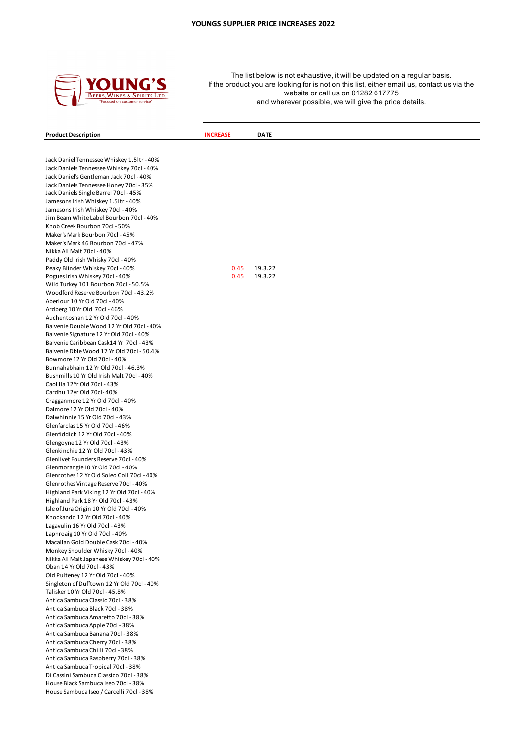# YOUNGS SUPPLIER PRICE INCREASES 2022

YOUNG'S
BEERS, WINES & SPIRITS LTD.
"Focused on customer service"

The list below is not exhaustive, it will be updated on a regular basis.
If the product you are looking for is not on this list, either email us, contact us via the website or call us on 01282 617775
and wherever possible, we will give the price details.

| Product Description | INCREASE | DATE |
|---|---|---|
| Jack Daniel Tennessee Whiskey 1.5ltr - 40% | | |
| Jack Daniels Tennessee Whiskey 70cl - 40% | | |
| Jack Daniel's Gentleman Jack 70cl - 40% | | |
| Jack Daniels Tennessee Honey 70cl - 35% | | |
| Jack Daniels Single Barrel 70cl - 45% | | |
| Jamesons Irish Whiskey 1.5ltr - 40% | | |
| Jamesons Irish Whiskey 70cl - 40% | | |
| Jim Beam White Label Bourbon 70cl - 40% | | |
| Knob Creek Bourbon 70cl - 50% | | |
| Maker's Mark Bourbon 70cl - 45% | | |
| Maker's Mark 46 Bourbon 70cl - 47% | | |
| Nikka All Malt 70cl - 40% | | |
| Paddy Old Irish Whisky 70cl - 40% | | |
| Peaky Blinder Whiskey 70cl - 40% | 0.45 | 19.3.22 |
| Pogues Irish Whiskey 70cl - 40% | 0.45 | 19.3.22 |
| Wild Turkey 101 Bourbon 70cl - 50.5% | | |
| Woodford Reserve Bourbon 70cl - 43.2% | | |
| Aberlour 10 Yr Old 70cl - 40% | | |
| Ardberg 10 Yr Old 70cl - 46% | | |
| Auchentoshan 12 Yr Old 70cl - 40% | | |
| Balvenie Double Wood 12 Yr Old 70cl - 40% | | |
| Balvenie Signature 12 Yr Old 70cl - 40% | | |
| Balvenie Caribbean Cask14 Yr 70cl - 43% | | |
| Balvenie Dble Wood 17 Yr Old 70cl - 50.4% | | |
| Bowmore 12 Yr Old 70cl - 40% | | |
| Bunnahabhain 12 Yr Old 70cl - 46.3% | | |
| Bushmills 10 Yr Old Irish Malt 70cl - 40% | | |
| Caol Ila 12Yr Old 70cl - 43% | | |
| Cardhu 12yr Old 70cl- 40% | | |
| Cragganmore 12 Yr Old 70cl - 40% | | |
| Dalmore 12 Yr Old 70cl - 40% | | |
| Dalwhinnie 15 Yr Old 70cl - 43% | | |
| Glenfarclas 15 Yr Old 70cl - 46% | | |
| Glenfiddich 12 Yr Old 70cl - 40% | | |
| Glengoyne 12 Yr Old 70cl - 43% | | |
| Glenkinchie 12 Yr Old 70cl - 43% | | |
| Glenlivet Founders Reserve 70cl - 40% | | |
| Glenmorangie10 Yr Old 70cl - 40% | | |
| Glenrothes 12 Yr Old Soleo Coll 70cl - 40% | | |
| Glenrothes Vintage Reserve 70cl - 40% | | |
| Highland Park Viking 12 Yr Old 70cl - 40% | | |
| Highland Park 18 Yr Old 70cl - 43% | | |
| Isle of Jura Origin 10 Yr Old 70cl - 40% | | |
| Knockando 12 Yr Old 70cl - 40% | | |
| Lagavulin 16 Yr Old 70cl - 43% | | |
| Laphroaig 10 Yr Old 70cl - 40% | | |
| Macallan Gold Double Cask 70cl - 40% | | |
| Monkey Shoulder Whisky 70cl - 40% | | |
| Nikka All Malt Japanese Whiskey 70cl - 40% | | |
| Oban 14 Yr Old 70cl - 43% | | |
| Old Pulteney 12 Yr Old 70cl - 40% | | |
| Singleton of Dufftown 12 Yr Old 70cl - 40% | | |
| Talisker 10 Yr Old 70cl - 45.8% | | |
| Antica Sambuca Classic 70cl - 38% | | |
| Antica Sambuca Black 70cl - 38% | | |
| Antica Sambuca Amaretto 70cl - 38% | | |
| Antica Sambuca Apple 70cl - 38% | | |
| Antica Sambuca Banana 70cl - 38% | | |
| Antica Sambuca Cherry 70cl - 38% | | |
| Antica Sambuca Chilli 70cl - 38% | | |
| Antica Sambuca Raspberry 70cl - 38% | | |
| Antica Sambuca Tropical 70cl - 38% | | |
| Di Cassini Sambuca Classico 70cl - 38% | | |
| House Black Sambuca Iseo 70cl - 38% | | |
| House Sambuca Iseo / Carcelli 70cl - 38% | | |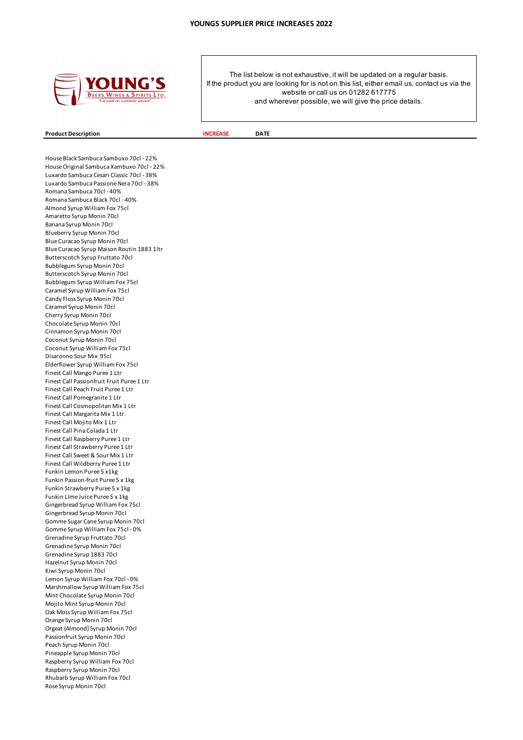# YOUNGS SUPPLIER PRICE INCREASES 2022

YOUNG'S
BEERS, WINES & SPIRITS LTD.
"Focused on customer service"

The list below is not exhaustive, it will be updated on a regular basis.
If the product you are looking for is not on this list, either email us, contact us via the website or call us on 01282 617775
and wherever possible, we will give the price details.

| Product Description | INCREASE | DATE |
|---|---|---|
| House Black Sambuca Sambuxo 70cl - 22% | | |
| House Original Sambuca Xambuxo 70cl - 22% | | |
| Luxardo Sambuca Cesari Classic 70cl - 38% | | |
| Luxardo Sambuca Passione Nera 70cl - 38% | | |
| Romana Sambuca 70cl - 40% | | |
| Romana Sambuca Black 70cl - 40% | | |
| Almond Syrup William Fox 75cl | | |
| Amaretto Syrup Monin 70cl | | |
| Banana Syrup Monin 70cl | | |
| Blueberry Syrup Monin 70cl | | |
| Blue Curacao Syrup Monin 70cl | | |
| Blue Curacao Syrup Maison Routin 1883 1ltr | | |
| Butterscotch Syrup Fruttato 70cl | | |
| Bubblegum Syrup Monin 70cl | | |
| Butterscotch Syrup Monin 70cl | | |
| Bubblegum Syrup William Fox 75cl | | |
| Caramel Syrup William Fox 75cl | | |
| Candy Floss Syrup Monin 70cl | | |
| Caramel Syrup Monin 70cl | | |
| Cherry Syrup Monin 70cl | | |
| Chocolate Syrup Monin 70cl | | |
| Cinnamon Syrup Monin 70cl | | |
| Coconut Syrup Monin 70cl | | |
| Coconut Syrup William Fox 75cl | | |
| Disaronno Sour Mix 95cl | | |
| Elderflower Syrup William Fox 75cl | | |
| Finest Call Mango Puree 1 Ltr | | |
| Finest Call Passionfruit Fruit Puree 1 Ltr | | |
| Finest Call Peach Fruit Puree 1 Ltr | | |
| Finest Call Pomegranite 1 Ltr | | |
| Finest Call Cosmopolitan Mix 1 Ltr | | |
| Finest Call Margarita Mix 1 Ltr | | |
| Finest Call Mojito Mix 1 Ltr | | |
| Finest Call Pina Colada 1 Ltr | | |
| Finest Call Raspberry Puree 1 Ltr | | |
| Finest Call Strawberry Puree 1 Ltr | | |
| Finest Call Sweet & Sour Mix 1 Ltr | | |
| Finest Call Wildberry Puree 1 Ltr | | |
| Funkin Lemon Puree 5 x1kg | | |
| Funkin Passion-fruit Puree 5 x 1kg | | |
| Funkin Strawberry Puree 5 x 1kg | | |
| Funkin LIme Juice Puree 5 x 1kg | | |
| Gingerbread Syrup William Fox 75cl | | |
| Gingerbread Syrup Monin 70cl | | |
| Gomme Sugar Cane Syrup Monin 70cl | | |
| Gomme Syrup William Fox 75cl - 0% | | |
| Grenadine Syrup Fruttato 70cl | | |
| Grenadine Syrup Monin 70cl | | |
| Grenadine Syrup 1883 70cl | | |
| Hazelnut Syrup Monin 70cl | | |
| Kiwi Syrup Monin 70cl | | |
| Lemon Syrup William Fox 70cl - 0% | | |
| Marshmallow Syrup William Fox 75cl | | |
| Mint Chocolate Syrup Monin 70cl | | |
| Mojito Mint Syrup Monin 70cl | | |
| Oak Moss Syrup William Fox 75cl | | |
| Orange Syrup Monin 70cl | | |
| Orgeat (Almond) Syrup Monin 70cl | | |
| Passionfruit Syrup Monin 70cl | | |
| Peach Syrup Monin 70cl | | |
| Pineapple Syrup Monin 70cl | | |
| Raspberry Syrup William Fox 70cl | | |
| Raspberry Syrup Monin 70cl | | |
| Rhubarb Syrup William Fox 70cl | | |
| Rose Syrup Monin 70cl | | |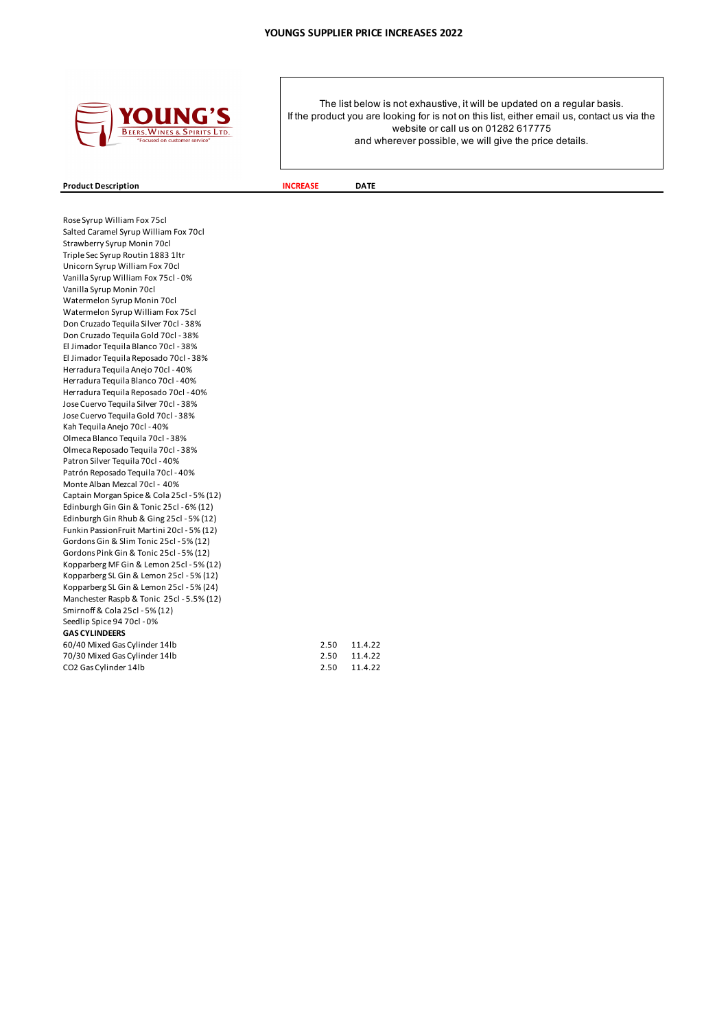The list below is not exhaustive, it will be updated on a regular basis.
If the product you are looking for is not on this list, either email us, contact us via the website or call us on 01282 617775
and wherever possible, we will give the price details.

| Product Description | INCREASE | DATE |
|---|---|---|
| Rose Syrup William Fox 75cl | | |
| Salted Caramel Syrup William Fox 70cl | | |
| Strawberry Syrup Monin 70cl | | |
| Triple Sec Syrup Routin 1883 1ltr | | |
| Unicorn Syrup William Fox 70cl | | |
| Vanilla Syrup William Fox 75cl - 0% | | |
| Vanilla Syrup Monin 70cl | | |
| Watermelon Syrup Monin 70cl | | |
| Watermelon Syrup William Fox 75cl | | |
| Don Cruzado Tequila Silver 70cl - 38% | | |
| Don Cruzado Tequila Gold 70cl - 38% | | |
| El Jimador Tequila Blanco 70cl - 38% | | |
| El Jimador Tequila Reposado 70cl - 38% | | |
| Herradura Tequila Anejo 70cl - 40% | | |
| Herradura Tequila Blanco 70cl - 40% | | |
| Herradura Tequila Reposado 70cl - 40% | | |
| Jose Cuervo Tequila Silver 70cl - 38% | | |
| Jose Cuervo Tequila Gold 70cl - 38% | | |
| Kah Tequila Anejo 70cl - 40% | | |
| Olmeca Blanco Tequila 70cl - 38% | | |
| Olmeca Reposado Tequila 70cl - 38% | | |
| Patron Silver Tequila 70cl - 40% | | |
| Patrón Reposado Tequila 70cl - 40% | | |
| Monte Alban Mezcal 70cl - 40% | | |
| Captain Morgan Spice & Cola 25cl - 5% (12) | | |
| Edinburgh Gin Gin & Tonic 25cl - 6% (12) | | |
| Edinburgh Gin Rhub & Ging 25cl - 5% (12) | | |
| Funkin PassionFruit Martini 20cl - 5% (12) | | |
| Gordons Gin & Slim Tonic 25cl - 5% (12) | | |
| Gordons Pink Gin & Tonic 25cl - 5% (12) | | |
| Kopparberg MF Gin & Lemon 25cl - 5% (12) | | |
| Kopparberg SL Gin & Lemon 25cl - 5% (12) | | |
| Kopparberg SL Gin & Lemon 25cl - 5% (24) | | |
| Manchester Raspb & Tonic 25cl - 5.5% (12) | | |
| Smirnoff & Cola 25cl - 5% (12) | | |
| Seedlip Spice 94 70cl - 0% | | |
| **GAS CYLINDEERS** | | |
| 60/40 Mixed Gas Cylinder 14lb | 2.50 | 11.4.22 |
| 70/30 Mixed Gas Cylinder 14lb | 2.50 | 11.4.22 |
| CO2 Gas Cylinder 14lb | 2.50 | 11.4.22 |